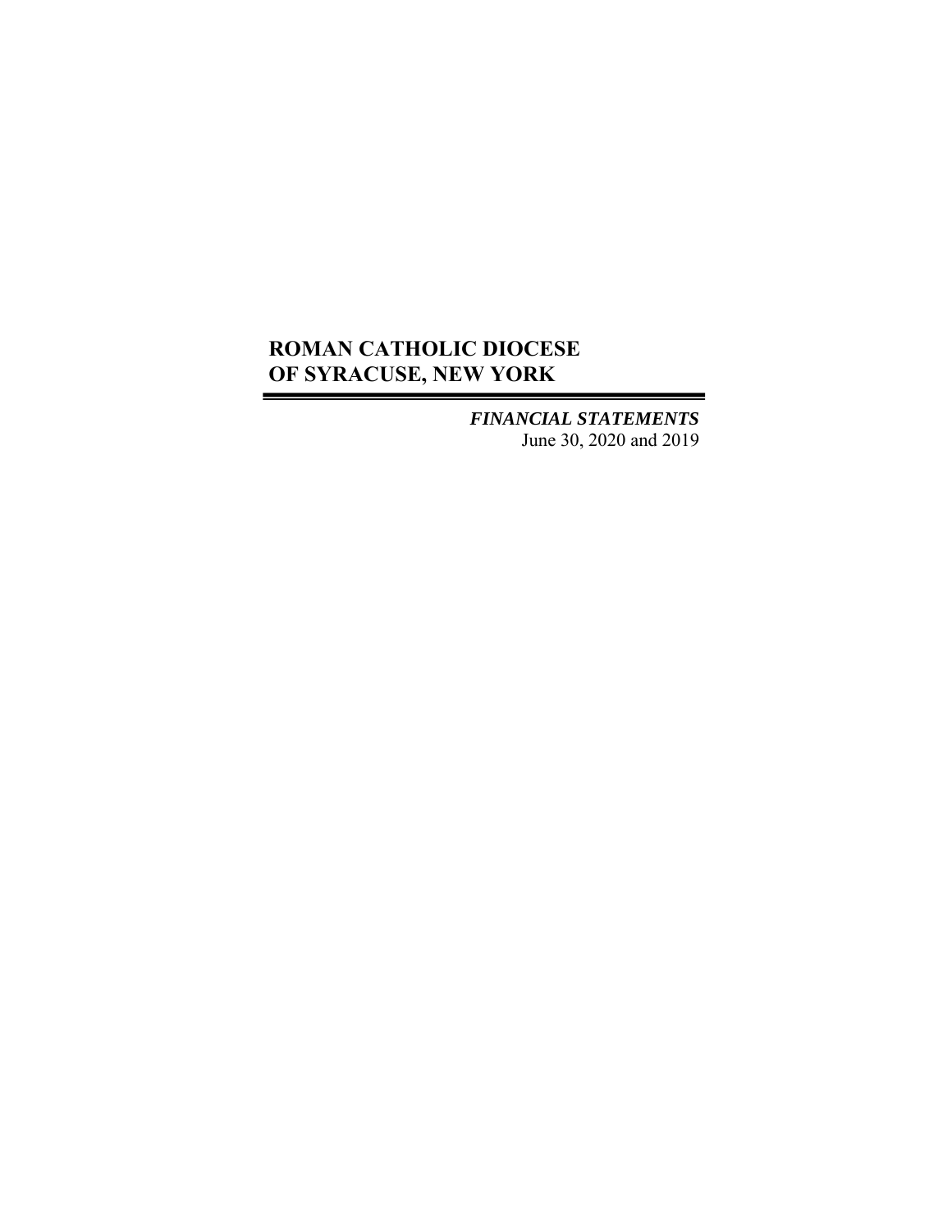# ROMAN CATHOLIC DIOCESE OF SYRACUSE, NEW YORK

***FINANCIAL STATEMENTS***

June 30, 2020 and 2019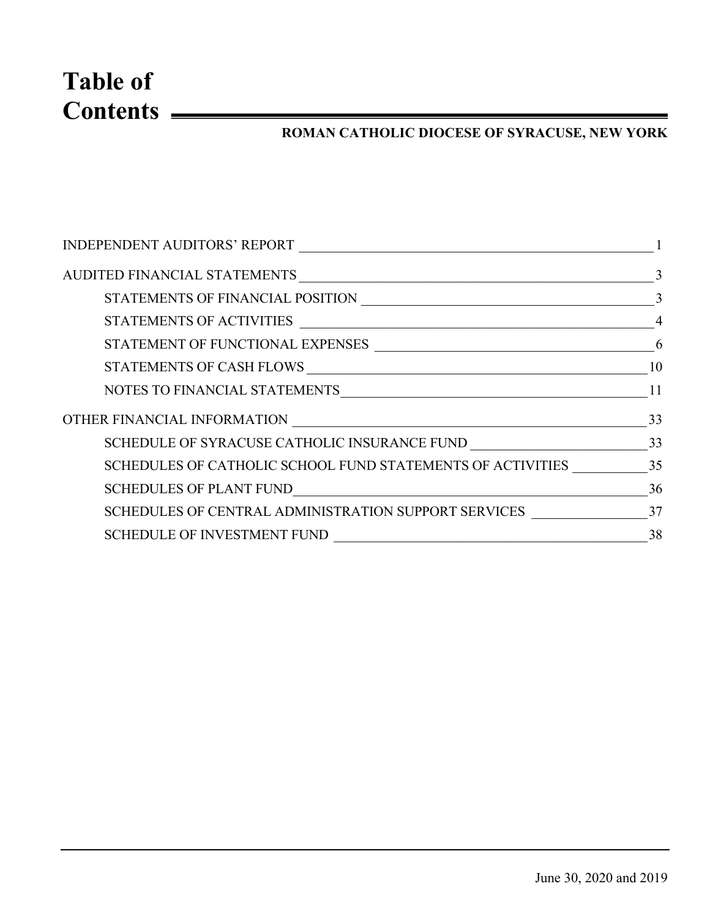# Table of Contents

**ROMAN CATHOLIC DIOCESE OF SYRACUSE, NEW YORK**

| | |
|---|---|
| INDEPENDENT AUDITORS' REPORT | 1 |
| AUDITED FINANCIAL STATEMENTS | 3 |
| STATEMENTS OF FINANCIAL POSITION | 3 |
| STATEMENTS OF ACTIVITIES | 4 |
| STATEMENT OF FUNCTIONAL EXPENSES | 6 |
| STATEMENTS OF CASH FLOWS | 10 |
| NOTES TO FINANCIAL STATEMENTS | 11 |
| OTHER FINANCIAL INFORMATION | 33 |
| SCHEDULE OF SYRACUSE CATHOLIC INSURANCE FUND | 33 |
| SCHEDULES OF CATHOLIC SCHOOL FUND STATEMENTS OF ACTIVITIES | 35 |
| SCHEDULES OF PLANT FUND | 36 |
| SCHEDULES OF CENTRAL ADMINISTRATION SUPPORT SERVICES | 37 |
| SCHEDULE OF INVESTMENT FUND | 38 |

June 30, 2020 and 2019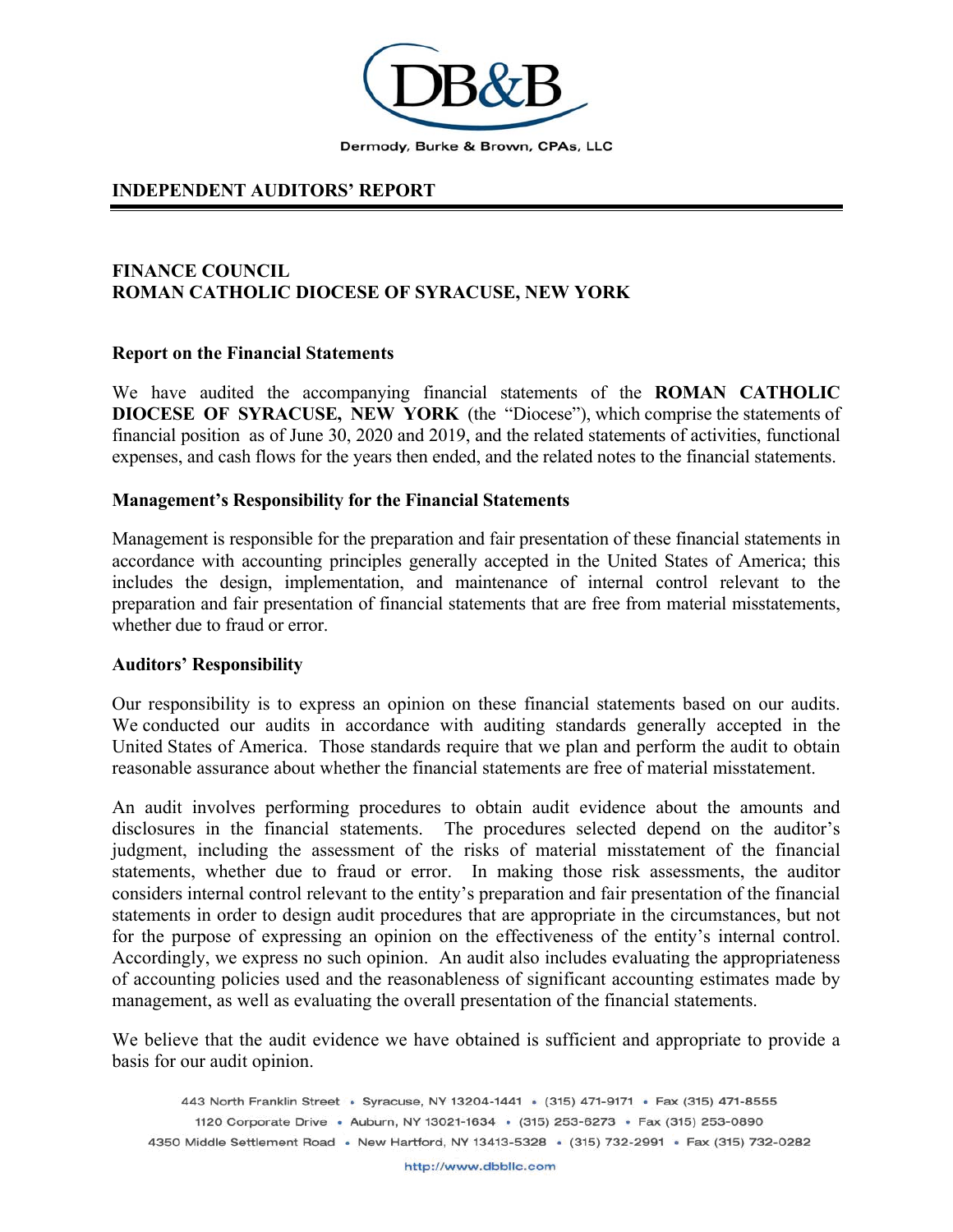DB&B

Dermody, Burke & Brown, CPAs, LLC

## INDEPENDENT AUDITORS' REPORT

**FINANCE COUNCIL**
**ROMAN CATHOLIC DIOCESE OF SYRACUSE, NEW YORK**

### Report on the Financial Statements

We have audited the accompanying financial statements of the **ROMAN CATHOLIC DIOCESE OF SYRACUSE, NEW YORK** (the "Diocese"), which comprise the statements of financial position as of June 30, 2020 and 2019, and the related statements of activities, functional expenses, and cash flows for the years then ended, and the related notes to the financial statements.

### Management's Responsibility for the Financial Statements

Management is responsible for the preparation and fair presentation of these financial statements in accordance with accounting principles generally accepted in the United States of America; this includes the design, implementation, and maintenance of internal control relevant to the preparation and fair presentation of financial statements that are free from material misstatements, whether due to fraud or error.

### Auditors' Responsibility

Our responsibility is to express an opinion on these financial statements based on our audits. We conducted our audits in accordance with auditing standards generally accepted in the United States of America. Those standards require that we plan and perform the audit to obtain reasonable assurance about whether the financial statements are free of material misstatement.

An audit involves performing procedures to obtain audit evidence about the amounts and disclosures in the financial statements. The procedures selected depend on the auditor's judgment, including the assessment of the risks of material misstatement of the financial statements, whether due to fraud or error. In making those risk assessments, the auditor considers internal control relevant to the entity's preparation and fair presentation of the financial statements in order to design audit procedures that are appropriate in the circumstances, but not for the purpose of expressing an opinion on the effectiveness of the entity's internal control. Accordingly, we express no such opinion. An audit also includes evaluating the appropriateness of accounting policies used and the reasonableness of significant accounting estimates made by management, as well as evaluating the overall presentation of the financial statements.

We believe that the audit evidence we have obtained is sufficient and appropriate to provide a basis for our audit opinion.

443 North Franklin Street • Syracuse, NY 13204-1441 • (315) 471-9171 • Fax (315) 471-8555
1120 Corporate Drive • Auburn, NY 13021-1634 • (315) 253-6273 • Fax (315) 253-0890
4350 Middle Settlement Road • New Hartford, NY 13413-5328 • (315) 732-2991 • Fax (315) 732-0282

http://www.dbbllc.com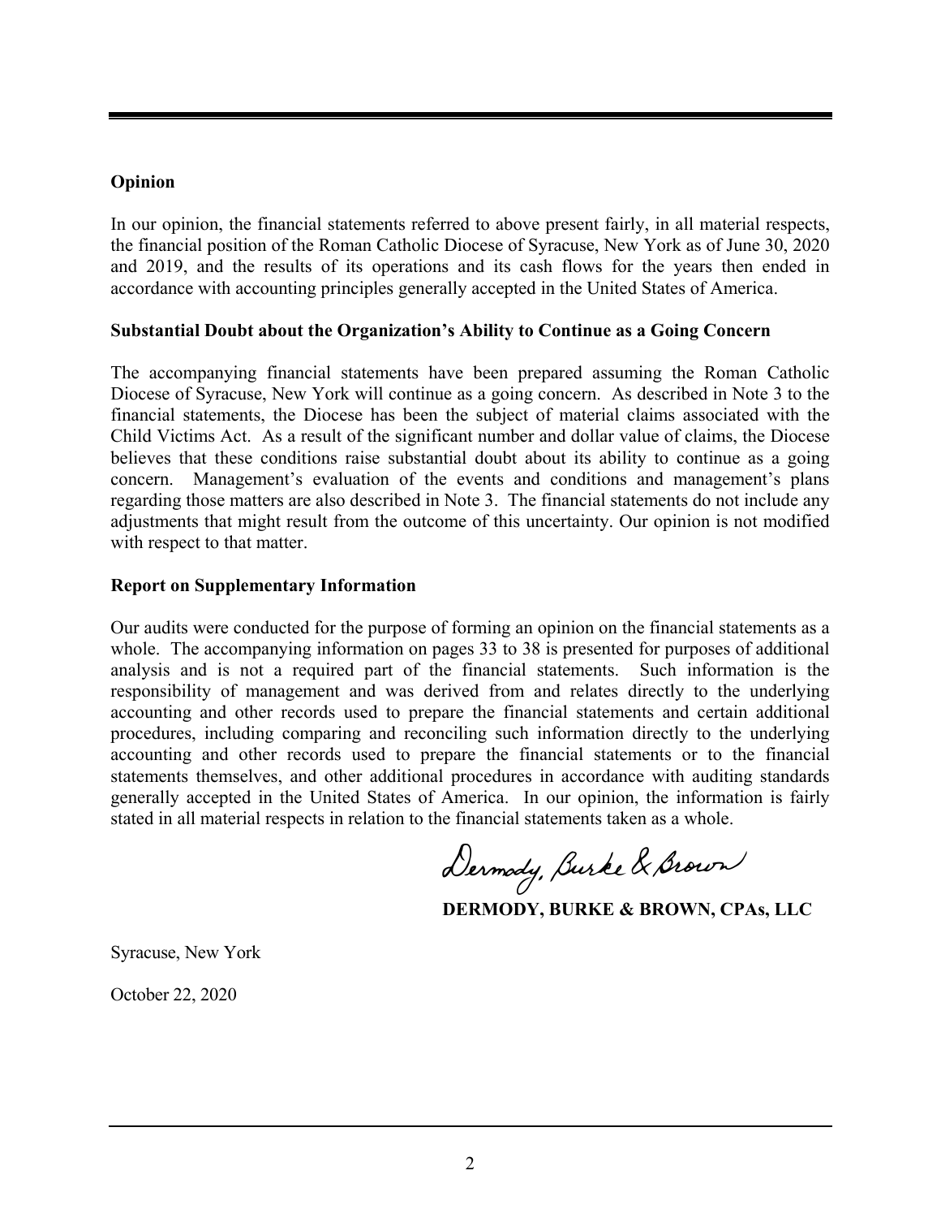## Opinion

In our opinion, the financial statements referred to above present fairly, in all material respects, the financial position of the Roman Catholic Diocese of Syracuse, New York as of June 30, 2020 and 2019, and the results of its operations and its cash flows for the years then ended in accordance with accounting principles generally accepted in the United States of America.

## Substantial Doubt about the Organization's Ability to Continue as a Going Concern

The accompanying financial statements have been prepared assuming the Roman Catholic Diocese of Syracuse, New York will continue as a going concern. As described in Note 3 to the financial statements, the Diocese has been the subject of material claims associated with the Child Victims Act. As a result of the significant number and dollar value of claims, the Diocese believes that these conditions raise substantial doubt about its ability to continue as a going concern. Management's evaluation of the events and conditions and management's plans regarding those matters are also described in Note 3. The financial statements do not include any adjustments that might result from the outcome of this uncertainty. Our opinion is not modified with respect to that matter.

## Report on Supplementary Information

Our audits were conducted for the purpose of forming an opinion on the financial statements as a whole. The accompanying information on pages 33 to 38 is presented for purposes of additional analysis and is not a required part of the financial statements. Such information is the responsibility of management and was derived from and relates directly to the underlying accounting and other records used to prepare the financial statements and certain additional procedures, including comparing and reconciling such information directly to the underlying accounting and other records used to prepare the financial statements or to the financial statements themselves, and other additional procedures in accordance with auditing standards generally accepted in the United States of America. In our opinion, the information is fairly stated in all material respects in relation to the financial statements taken as a whole.

Dermody, Burke & Brown

**DERMODY, BURKE & BROWN, CPAs, LLC**

Syracuse, New York

October 22, 2020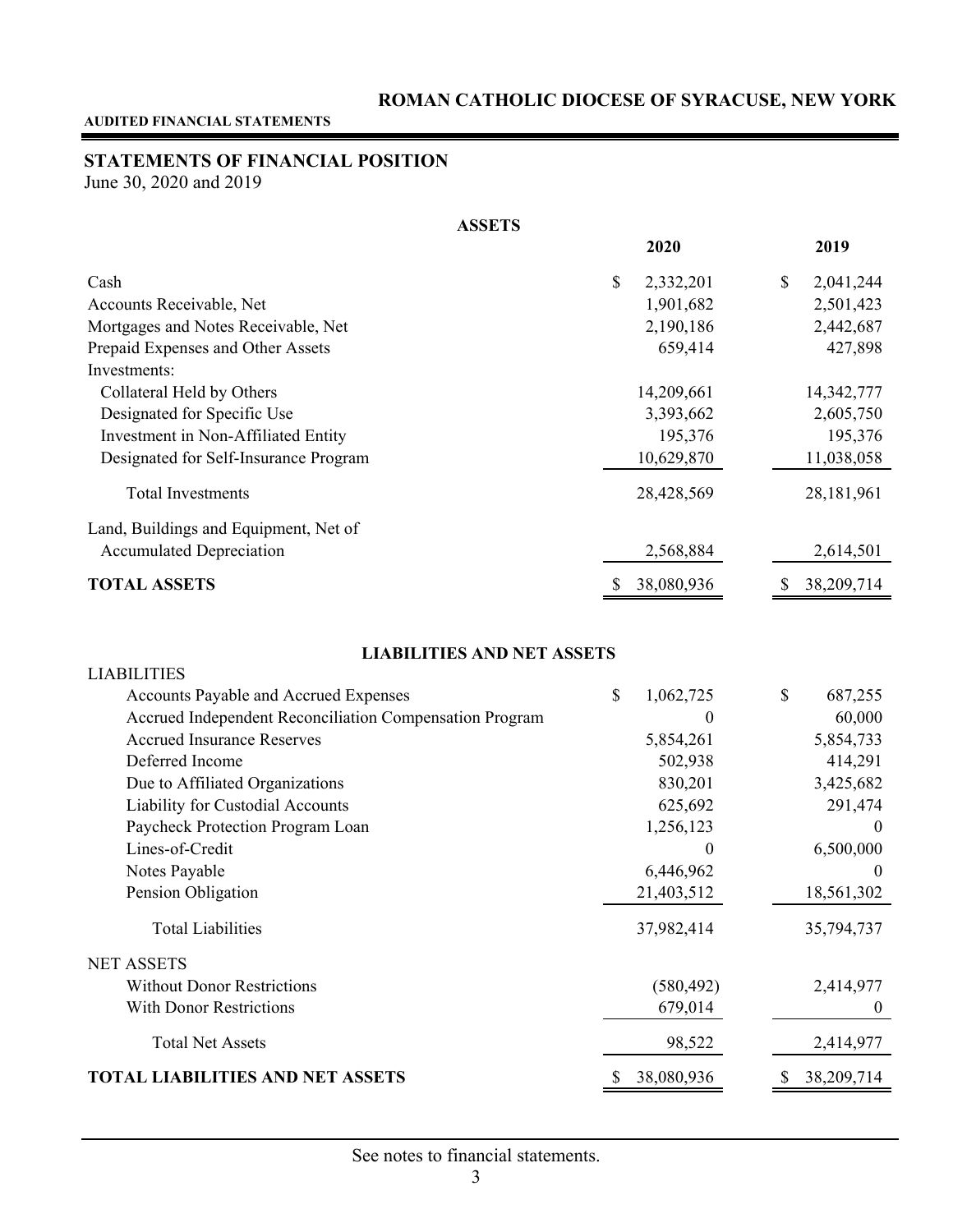# ROMAN CATHOLIC DIOCESE OF SYRACUSE, NEW YORK

**AUDITED FINANCIAL STATEMENTS**

## STATEMENTS OF FINANCIAL POSITION

June 30, 2020 and 2019

| ASSETS | 2020 | 2019 |
|---|---|---|
| Cash | $ 2,332,201 | $ 2,041,244 |
| Accounts Receivable, Net | 1,901,682 | 2,501,423 |
| Mortgages and Notes Receivable, Net | 2,190,186 | 2,442,687 |
| Prepaid Expenses and Other Assets | 659,414 | 427,898 |
| Investments: | | |
| Collateral Held by Others | 14,209,661 | 14,342,777 |
| Designated for Specific Use | 3,393,662 | 2,605,750 |
| Investment in Non-Affiliated Entity | 195,376 | 195,376 |
| Designated for Self-Insurance Program | 10,629,870 | 11,038,058 |
| Total Investments | 28,428,569 | 28,181,961 |
| Land, Buildings and Equipment, Net of Accumulated Depreciation | 2,568,884 | 2,614,501 |
| **TOTAL ASSETS** | $ 38,080,936 | $ 38,209,714 |

| LIABILITIES AND NET ASSETS | 2020 | 2019 |
|---|---|---|
| LIABILITIES | | |
| Accounts Payable and Accrued Expenses | $ 1,062,725 | $ 687,255 |
| Accrued Independent Reconciliation Compensation Program | 0 | 60,000 |
| Accrued Insurance Reserves | 5,854,261 | 5,854,733 |
| Deferred Income | 502,938 | 414,291 |
| Due to Affiliated Organizations | 830,201 | 3,425,682 |
| Liability for Custodial Accounts | 625,692 | 291,474 |
| Paycheck Protection Program Loan | 1,256,123 | 0 |
| Lines-of-Credit | 0 | 6,500,000 |
| Notes Payable | 6,446,962 | 0 |
| Pension Obligation | 21,403,512 | 18,561,302 |
| Total Liabilities | 37,982,414 | 35,794,737 |
| NET ASSETS | | |
| Without Donor Restrictions | (580,492) | 2,414,977 |
| With Donor Restrictions | 679,014 | 0 |
| Total Net Assets | 98,522 | 2,414,977 |
| **TOTAL LIABILITIES AND NET ASSETS** | $ 38,080,936 | $ 38,209,714 |

See notes to financial statements.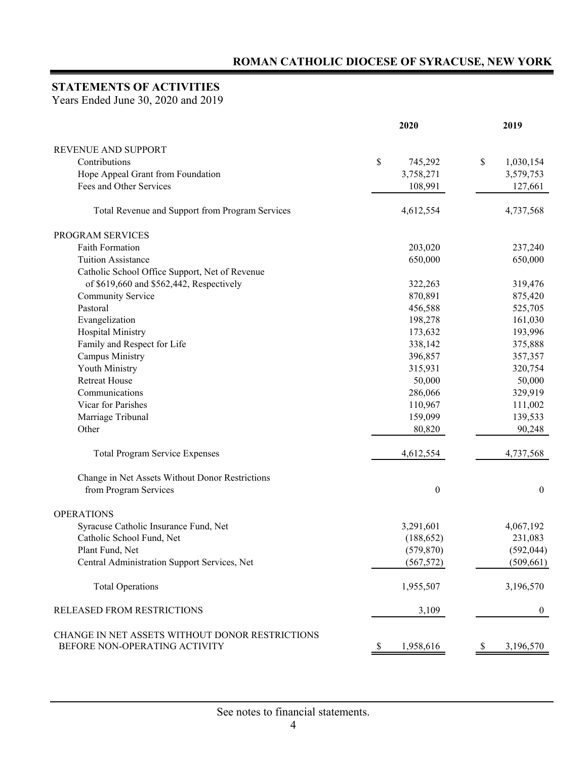## STATEMENTS OF ACTIVITIES

Years Ended June 30, 2020 and 2019

| | 2020 | 2019 |
|---|---|---|
| REVENUE AND SUPPORT | | |
| Contributions | $ 745,292 | $ 1,030,154 |
| Hope Appeal Grant from Foundation | 3,758,271 | 3,579,753 |
| Fees and Other Services | 108,991 | 127,661 |
| Total Revenue and Support from Program Services | 4,612,554 | 4,737,568 |
| PROGRAM SERVICES | | |
| Faith Formation | 203,020 | 237,240 |
| Tuition Assistance | 650,000 | 650,000 |
| Catholic School Office Support, Net of Revenue of $619,660 and $562,442, Respectively | 322,263 | 319,476 |
| Community Service | 870,891 | 875,420 |
| Pastoral | 456,588 | 525,705 |
| Evangelization | 198,278 | 161,030 |
| Hospital Ministry | 173,632 | 193,996 |
| Family and Respect for Life | 338,142 | 375,888 |
| Campus Ministry | 396,857 | 357,357 |
| Youth Ministry | 315,931 | 320,754 |
| Retreat House | 50,000 | 50,000 |
| Communications | 286,066 | 329,919 |
| Vicar for Parishes | 110,967 | 111,002 |
| Marriage Tribunal | 159,099 | 139,533 |
| Other | 80,820 | 90,248 |
| Total Program Service Expenses | 4,612,554 | 4,737,568 |
| Change in Net Assets Without Donor Restrictions from Program Services | 0 | 0 |
| OPERATIONS | | |
| Syracuse Catholic Insurance Fund, Net | 3,291,601 | 4,067,192 |
| Catholic School Fund, Net | (188,652) | 231,083 |
| Plant Fund, Net | (579,870) | (592,044) |
| Central Administration Support Services, Net | (567,572) | (509,661) |
| Total Operations | 1,955,507 | 3,196,570 |
| RELEASED FROM RESTRICTIONS | 3,109 | 0 |
| CHANGE IN NET ASSETS WITHOUT DONOR RESTRICTIONS BEFORE NON-OPERATING ACTIVITY | $ 1,958,616 | $ 3,196,570 |

See notes to financial statements.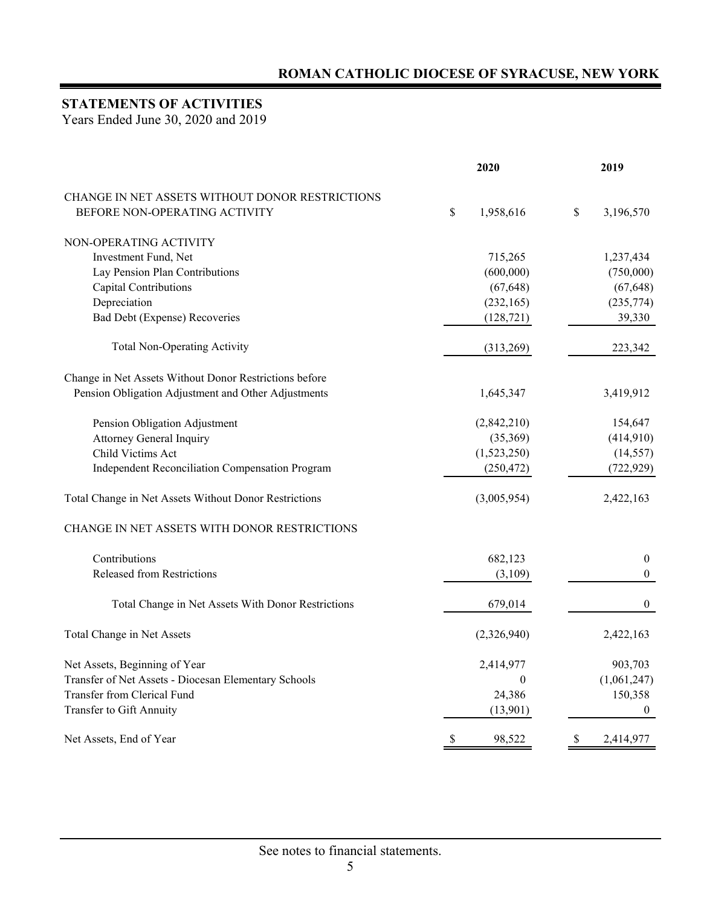## ROMAN CATHOLIC DIOCESE OF SYRACUSE, NEW YORK

## STATEMENTS OF ACTIVITIES

Years Ended June 30, 2020 and 2019

| | 2020 | 2019 |
|---|---|---|
| CHANGE IN NET ASSETS WITHOUT DONOR RESTRICTIONS BEFORE NON-OPERATING ACTIVITY | $ 1,958,616 | $ 3,196,570 |
| NON-OPERATING ACTIVITY | | |
| Investment Fund, Net | 715,265 | 1,237,434 |
| Lay Pension Plan Contributions | (600,000) | (750,000) |
| Capital Contributions | (67,648) | (67,648) |
| Depreciation | (232,165) | (235,774) |
| Bad Debt (Expense) Recoveries | (128,721) | 39,330 |
| Total Non-Operating Activity | (313,269) | 223,342 |
| Change in Net Assets Without Donor Restrictions before Pension Obligation Adjustment and Other Adjustments | 1,645,347 | 3,419,912 |
| Pension Obligation Adjustment | (2,842,210) | 154,647 |
| Attorney General Inquiry | (35,369) | (414,910) |
| Child Victims Act | (1,523,250) | (14,557) |
| Independent Reconciliation Compensation Program | (250,472) | (722,929) |
| Total Change in Net Assets Without Donor Restrictions | (3,005,954) | 2,422,163 |
| CHANGE IN NET ASSETS WITH DONOR RESTRICTIONS | | |
| Contributions | 682,123 | 0 |
| Released from Restrictions | (3,109) | 0 |
| Total Change in Net Assets With Donor Restrictions | 679,014 | 0 |
| Total Change in Net Assets | (2,326,940) | 2,422,163 |
| Net Assets, Beginning of Year | 2,414,977 | 903,703 |
| Transfer of Net Assets - Diocesan Elementary Schools | 0 | (1,061,247) |
| Transfer from Clerical Fund | 24,386 | 150,358 |
| Transfer to Gift Annuity | (13,901) | 0 |
| Net Assets, End of Year | $ 98,522 | $ 2,414,977 |

See notes to financial statements.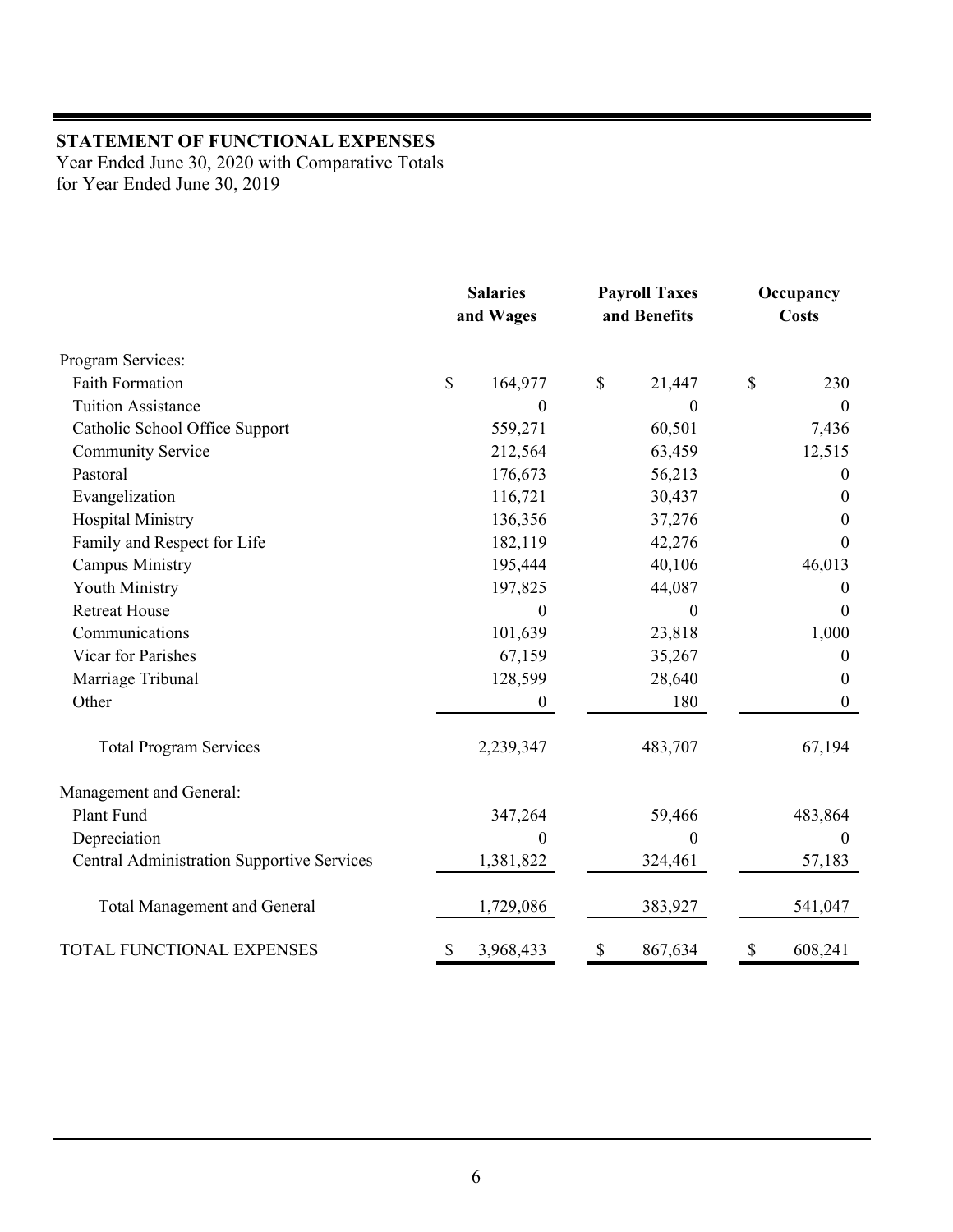## STATEMENT OF FUNCTIONAL EXPENSES

Year Ended June 30, 2020 with Comparative Totals
for Year Ended June 30, 2019

| | Salaries and Wages | Payroll Taxes and Benefits | Occupancy Costs |
|---|---|---|---|
| Program Services: | | | |
| Faith Formation | $ 164,977 | $ 21,447 | $ 230 |
| Tuition Assistance | 0 | 0 | 0 |
| Catholic School Office Support | 559,271 | 60,501 | 7,436 |
| Community Service | 212,564 | 63,459 | 12,515 |
| Pastoral | 176,673 | 56,213 | 0 |
| Evangelization | 116,721 | 30,437 | 0 |
| Hospital Ministry | 136,356 | 37,276 | 0 |
| Family and Respect for Life | 182,119 | 42,276 | 0 |
| Campus Ministry | 195,444 | 40,106 | 46,013 |
| Youth Ministry | 197,825 | 44,087 | 0 |
| Retreat House | 0 | 0 | 0 |
| Communications | 101,639 | 23,818 | 1,000 |
| Vicar for Parishes | 67,159 | 35,267 | 0 |
| Marriage Tribunal | 128,599 | 28,640 | 0 |
| Other | 0 | 180 | 0 |
| Total Program Services | 2,239,347 | 483,707 | 67,194 |
| Management and General: | | | |
| Plant Fund | 347,264 | 59,466 | 483,864 |
| Depreciation | 0 | 0 | 0 |
| Central Administration Supportive Services | 1,381,822 | 324,461 | 57,183 |
| Total Management and General | 1,729,086 | 383,927 | 541,047 |
| TOTAL FUNCTIONAL EXPENSES | $ 3,968,433 | $ 867,634 | $ 608,241 |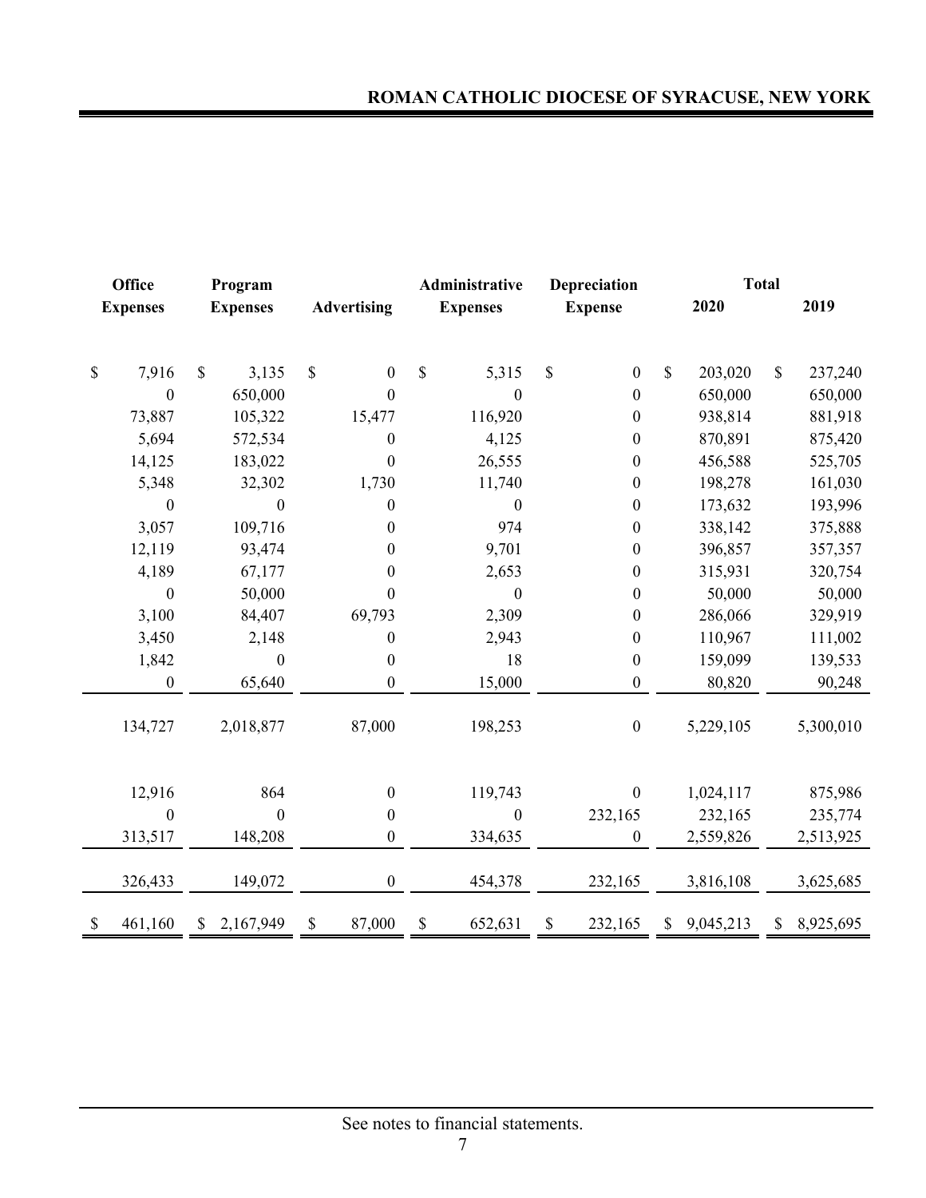| Office Expenses | Program Expenses | Advertising | Administrative Expenses | Depreciation Expense | Total 2020 | Total 2019 |
|---|---|---|---|---|---|---|
| $ 7,916 | $ 3,135 | $ 0 | $ 5,315 | $ 0 | $ 203,020 | $ 237,240 |
| 0 | 650,000 | 0 | 0 | 0 | 650,000 | 650,000 |
| 73,887 | 105,322 | 15,477 | 116,920 | 0 | 938,814 | 881,918 |
| 5,694 | 572,534 | 0 | 4,125 | 0 | 870,891 | 875,420 |
| 14,125 | 183,022 | 0 | 26,555 | 0 | 456,588 | 525,705 |
| 5,348 | 32,302 | 1,730 | 11,740 | 0 | 198,278 | 161,030 |
| 0 | 0 | 0 | 0 | 0 | 173,632 | 193,996 |
| 3,057 | 109,716 | 0 | 974 | 0 | 338,142 | 375,888 |
| 12,119 | 93,474 | 0 | 9,701 | 0 | 396,857 | 357,357 |
| 4,189 | 67,177 | 0 | 2,653 | 0 | 315,931 | 320,754 |
| 0 | 50,000 | 0 | 0 | 0 | 50,000 | 50,000 |
| 3,100 | 84,407 | 69,793 | 2,309 | 0 | 286,066 | 329,919 |
| 3,450 | 2,148 | 0 | 2,943 | 0 | 110,967 | 111,002 |
| 1,842 | 0 | 0 | 18 | 0 | 159,099 | 139,533 |
| 0 | 65,640 | 0 | 15,000 | 0 | 80,820 | 90,248 |
| 134,727 | 2,018,877 | 87,000 | 198,253 | 0 | 5,229,105 | 5,300,010 |
| | | | | | | |
| 12,916 | 864 | 0 | 119,743 | 0 | 1,024,117 | 875,986 |
| 0 | 0 | 0 | 0 | 232,165 | 232,165 | 235,774 |
| 313,517 | 148,208 | 0 | 334,635 | 0 | 2,559,826 | 2,513,925 |
| 326,433 | 149,072 | 0 | 454,378 | 232,165 | 3,816,108 | 3,625,685 |
| $ 461,160 | $ 2,167,949 | $ 87,000 | $ 652,631 | $ 232,165 | $ 9,045,213 | $ 8,925,695 |

See notes to financial statements.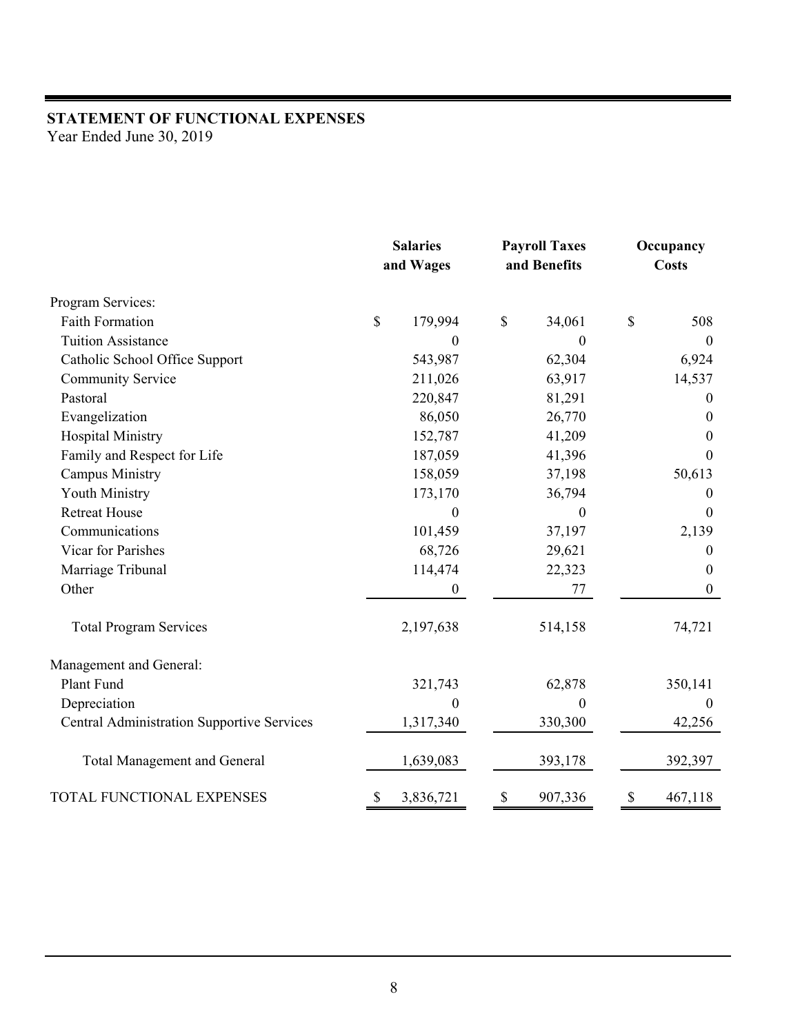**STATEMENT OF FUNCTIONAL EXPENSES**
Year Ended June 30, 2019

| | Salaries and Wages | Payroll Taxes and Benefits | Occupancy Costs |
|---|---|---|---|
| Program Services: | | | |
| Faith Formation | $ 179,994 | $ 34,061 | $ 508 |
| Tuition Assistance | 0 | 0 | 0 |
| Catholic School Office Support | 543,987 | 62,304 | 6,924 |
| Community Service | 211,026 | 63,917 | 14,537 |
| Pastoral | 220,847 | 81,291 | 0 |
| Evangelization | 86,050 | 26,770 | 0 |
| Hospital Ministry | 152,787 | 41,209 | 0 |
| Family and Respect for Life | 187,059 | 41,396 | 0 |
| Campus Ministry | 158,059 | 37,198 | 50,613 |
| Youth Ministry | 173,170 | 36,794 | 0 |
| Retreat House | 0 | 0 | 0 |
| Communications | 101,459 | 37,197 | 2,139 |
| Vicar for Parishes | 68,726 | 29,621 | 0 |
| Marriage Tribunal | 114,474 | 22,323 | 0 |
| Other | 0 | 77 | 0 |
| Total Program Services | 2,197,638 | 514,158 | 74,721 |
| Management and General: | | | |
| Plant Fund | 321,743 | 62,878 | 350,141 |
| Depreciation | 0 | 0 | 0 |
| Central Administration Supportive Services | 1,317,340 | 330,300 | 42,256 |
| Total Management and General | 1,639,083 | 393,178 | 392,397 |
| TOTAL FUNCTIONAL EXPENSES | $ 3,836,721 | $ 907,336 | $ 467,118 |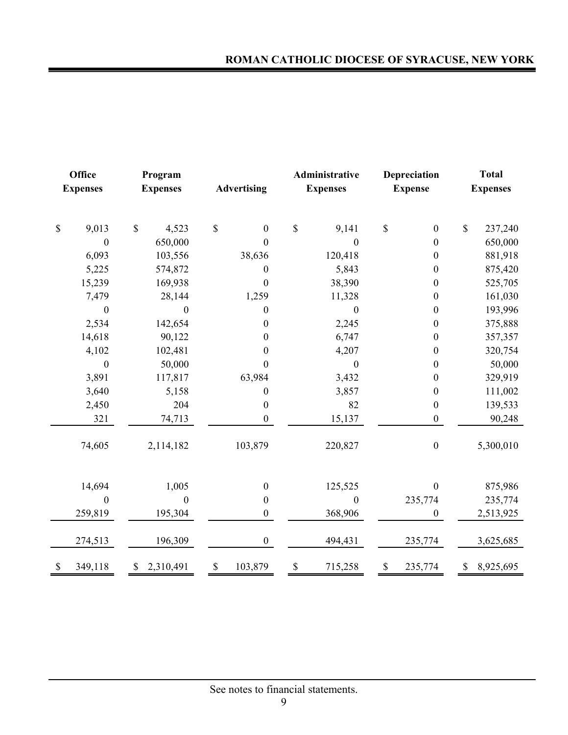| Office Expenses | Program Expenses | Advertising | Administrative Expenses | Depreciation Expense | Total Expenses |
|---|---|---|---|---|---|
| $ 9,013 | $ 4,523 | $ 0 | $ 9,141 | $ 0 | $ 237,240 |
| 0 | 650,000 | 0 | 0 | 0 | 650,000 |
| 6,093 | 103,556 | 38,636 | 120,418 | 0 | 881,918 |
| 5,225 | 574,872 | 0 | 5,843 | 0 | 875,420 |
| 15,239 | 169,938 | 0 | 38,390 | 0 | 525,705 |
| 7,479 | 28,144 | 1,259 | 11,328 | 0 | 161,030 |
| 0 | 0 | 0 | 0 | 0 | 193,996 |
| 2,534 | 142,654 | 0 | 2,245 | 0 | 375,888 |
| 14,618 | 90,122 | 0 | 6,747 | 0 | 357,357 |
| 4,102 | 102,481 | 0 | 4,207 | 0 | 320,754 |
| 0 | 50,000 | 0 | 0 | 0 | 50,000 |
| 3,891 | 117,817 | 63,984 | 3,432 | 0 | 329,919 |
| 3,640 | 5,158 | 0 | 3,857 | 0 | 111,002 |
| 2,450 | 204 | 0 | 82 | 0 | 139,533 |
| 321 | 74,713 | 0 | 15,137 | 0 | 90,248 |
| 74,605 | 2,114,182 | 103,879 | 220,827 | 0 | 5,300,010 |
| | | | | | |
| 14,694 | 1,005 | 0 | 125,525 | 0 | 875,986 |
| 0 | 0 | 0 | 0 | 235,774 | 235,774 |
| 259,819 | 195,304 | 0 | 368,906 | 0 | 2,513,925 |
| 274,513 | 196,309 | 0 | 494,431 | 235,774 | 3,625,685 |
| $ 349,118 | $ 2,310,491 | $ 103,879 | $ 715,258 | $ 235,774 | $ 8,925,695 |

See notes to financial statements.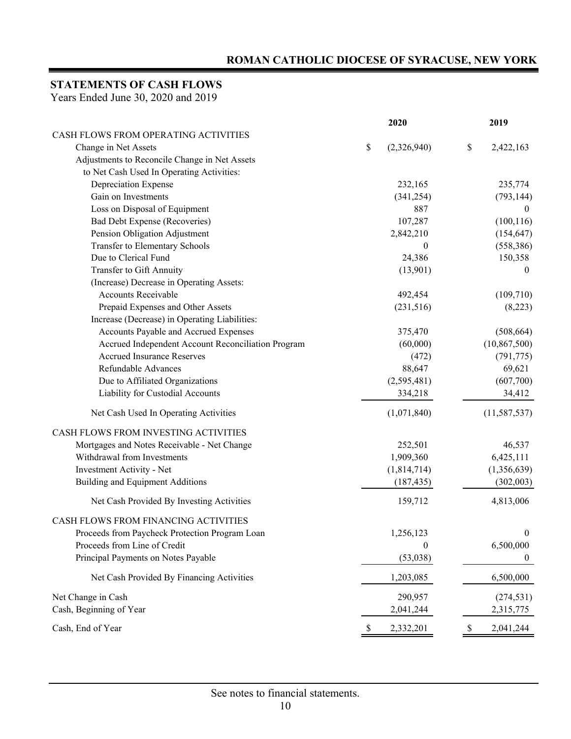# ROMAN CATHOLIC DIOCESE OF SYRACUSE, NEW YORK

## STATEMENTS OF CASH FLOWS

Years Ended June 30, 2020 and 2019

| | 2020 | 2019 |
|---|---|---|
| CASH FLOWS FROM OPERATING ACTIVITIES | | |
| Change in Net Assets | $ (2,326,940) | $ 2,422,163 |
| Adjustments to Reconcile Change in Net Assets to Net Cash Used In Operating Activities: | | |
| Depreciation Expense | 232,165 | 235,774 |
| Gain on Investments | (341,254) | (793,144) |
| Loss on Disposal of Equipment | 887 | 0 |
| Bad Debt Expense (Recoveries) | 107,287 | (100,116) |
| Pension Obligation Adjustment | 2,842,210 | (154,647) |
| Transfer to Elementary Schools | 0 | (558,386) |
| Due to Clerical Fund | 24,386 | 150,358 |
| Transfer to Gift Annuity | (13,901) | 0 |
| (Increase) Decrease in Operating Assets: | | |
| Accounts Receivable | 492,454 | (109,710) |
| Prepaid Expenses and Other Assets | (231,516) | (8,223) |
| Increase (Decrease) in Operating Liabilities: | | |
| Accounts Payable and Accrued Expenses | 375,470 | (508,664) |
| Accrued Independent Account Reconciliation Program | (60,000) | (10,867,500) |
| Accrued Insurance Reserves | (472) | (791,775) |
| Refundable Advances | 88,647 | 69,621 |
| Due to Affiliated Organizations | (2,595,481) | (607,700) |
| Liability for Custodial Accounts | 334,218 | 34,412 |
| Net Cash Used In Operating Activities | (1,071,840) | (11,587,537) |
| CASH FLOWS FROM INVESTING ACTIVITIES | | |
| Mortgages and Notes Receivable - Net Change | 252,501 | 46,537 |
| Withdrawal from Investments | 1,909,360 | 6,425,111 |
| Investment Activity - Net | (1,814,714) | (1,356,639) |
| Building and Equipment Additions | (187,435) | (302,003) |
| Net Cash Provided By Investing Activities | 159,712 | 4,813,006 |
| CASH FLOWS FROM FINANCING ACTIVITIES | | |
| Proceeds from Paycheck Protection Program Loan | 1,256,123 | 0 |
| Proceeds from Line of Credit | 0 | 6,500,000 |
| Principal Payments on Notes Payable | (53,038) | 0 |
| Net Cash Provided By Financing Activities | 1,203,085 | 6,500,000 |
| Net Change in Cash | 290,957 | (274,531) |
| Cash, Beginning of Year | 2,041,244 | 2,315,775 |
| Cash, End of Year | $ 2,332,201 | $ 2,041,244 |

See notes to financial statements.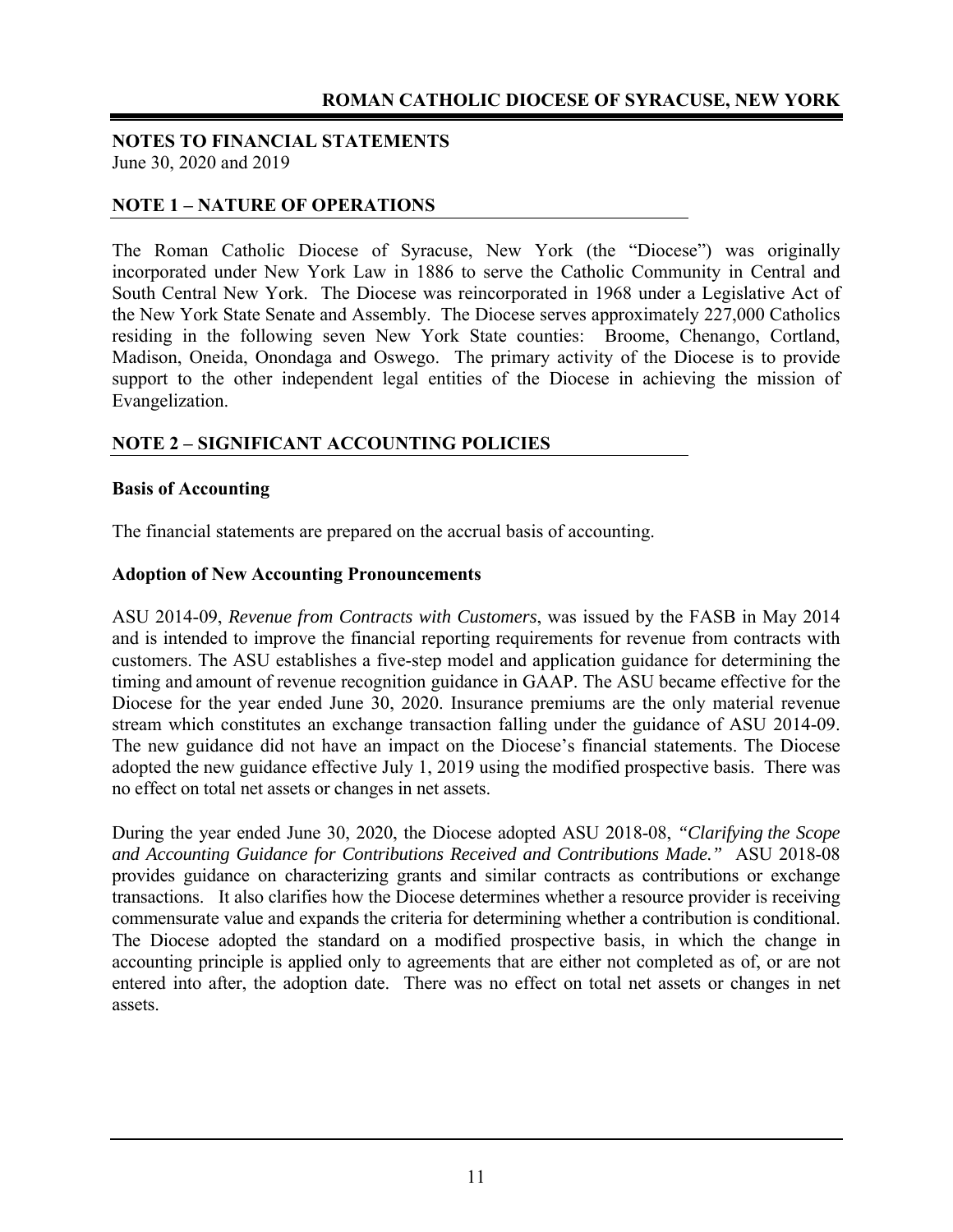## NOTES TO FINANCIAL STATEMENTS

June 30, 2020 and 2019

## NOTE 1 – NATURE OF OPERATIONS

The Roman Catholic Diocese of Syracuse, New York (the "Diocese") was originally incorporated under New York Law in 1886 to serve the Catholic Community in Central and South Central New York. The Diocese was reincorporated in 1968 under a Legislative Act of the New York State Senate and Assembly. The Diocese serves approximately 227,000 Catholics residing in the following seven New York State counties: Broome, Chenango, Cortland, Madison, Oneida, Onondaga and Oswego. The primary activity of the Diocese is to provide support to the other independent legal entities of the Diocese in achieving the mission of Evangelization.

## NOTE 2 – SIGNIFICANT ACCOUNTING POLICIES

### Basis of Accounting

The financial statements are prepared on the accrual basis of accounting.

### Adoption of New Accounting Pronouncements

ASU 2014-09, *Revenue from Contracts with Customers*, was issued by the FASB in May 2014 and is intended to improve the financial reporting requirements for revenue from contracts with customers. The ASU establishes a five-step model and application guidance for determining the timing and amount of revenue recognition guidance in GAAP. The ASU became effective for the Diocese for the year ended June 30, 2020. Insurance premiums are the only material revenue stream which constitutes an exchange transaction falling under the guidance of ASU 2014-09. The new guidance did not have an impact on the Diocese's financial statements. The Diocese adopted the new guidance effective July 1, 2019 using the modified prospective basis. There was no effect on total net assets or changes in net assets.

During the year ended June 30, 2020, the Diocese adopted ASU 2018-08, *"Clarifying the Scope and Accounting Guidance for Contributions Received and Contributions Made."* ASU 2018-08 provides guidance on characterizing grants and similar contracts as contributions or exchange transactions. It also clarifies how the Diocese determines whether a resource provider is receiving commensurate value and expands the criteria for determining whether a contribution is conditional. The Diocese adopted the standard on a modified prospective basis, in which the change in accounting principle is applied only to agreements that are either not completed as of, or are not entered into after, the adoption date. There was no effect on total net assets or changes in net assets.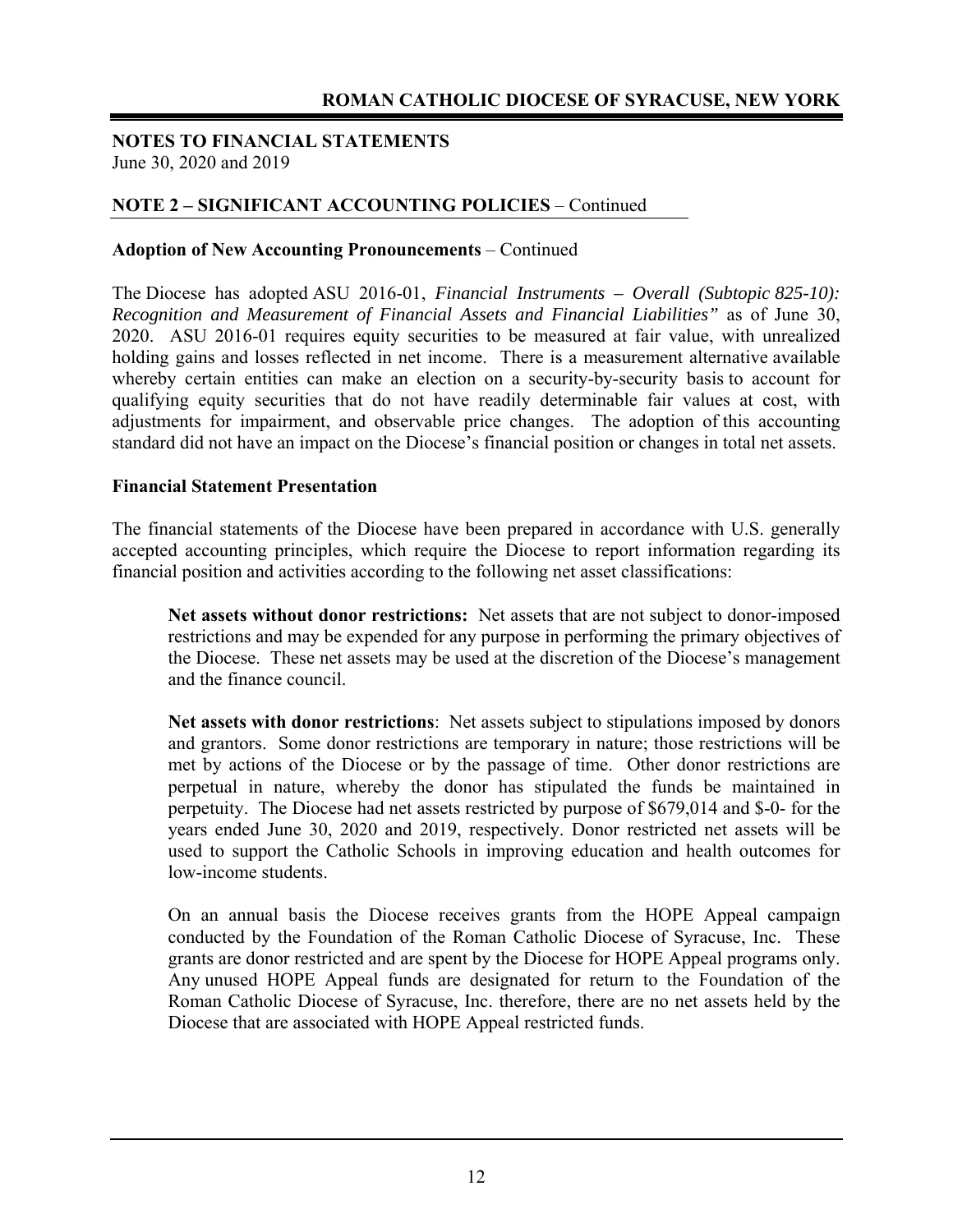## NOTES TO FINANCIAL STATEMENTS
June 30, 2020 and 2019

### NOTE 2 – SIGNIFICANT ACCOUNTING POLICIES – Continued

**Adoption of New Accounting Pronouncements** – Continued

The Diocese has adopted ASU 2016-01, *Financial Instruments – Overall (Subtopic 825-10): Recognition and Measurement of Financial Assets and Financial Liabilities"* as of June 30, 2020. ASU 2016-01 requires equity securities to be measured at fair value, with unrealized holding gains and losses reflected in net income. There is a measurement alternative available whereby certain entities can make an election on a security-by-security basis to account for qualifying equity securities that do not have readily determinable fair values at cost, with adjustments for impairment, and observable price changes. The adoption of this accounting standard did not have an impact on the Diocese's financial position or changes in total net assets.

**Financial Statement Presentation**

The financial statements of the Diocese have been prepared in accordance with U.S. generally accepted accounting principles, which require the Diocese to report information regarding its financial position and activities according to the following net asset classifications:

**Net assets without donor restrictions:** Net assets that are not subject to donor-imposed restrictions and may be expended for any purpose in performing the primary objectives of the Diocese. These net assets may be used at the discretion of the Diocese's management and the finance council.

**Net assets with donor restrictions**: Net assets subject to stipulations imposed by donors and grantors. Some donor restrictions are temporary in nature; those restrictions will be met by actions of the Diocese or by the passage of time. Other donor restrictions are perpetual in nature, whereby the donor has stipulated the funds be maintained in perpetuity. The Diocese had net assets restricted by purpose of $679,014 and $-0- for the years ended June 30, 2020 and 2019, respectively. Donor restricted net assets will be used to support the Catholic Schools in improving education and health outcomes for low-income students.

On an annual basis the Diocese receives grants from the HOPE Appeal campaign conducted by the Foundation of the Roman Catholic Diocese of Syracuse, Inc. These grants are donor restricted and are spent by the Diocese for HOPE Appeal programs only. Any unused HOPE Appeal funds are designated for return to the Foundation of the Roman Catholic Diocese of Syracuse, Inc. therefore, there are no net assets held by the Diocese that are associated with HOPE Appeal restricted funds.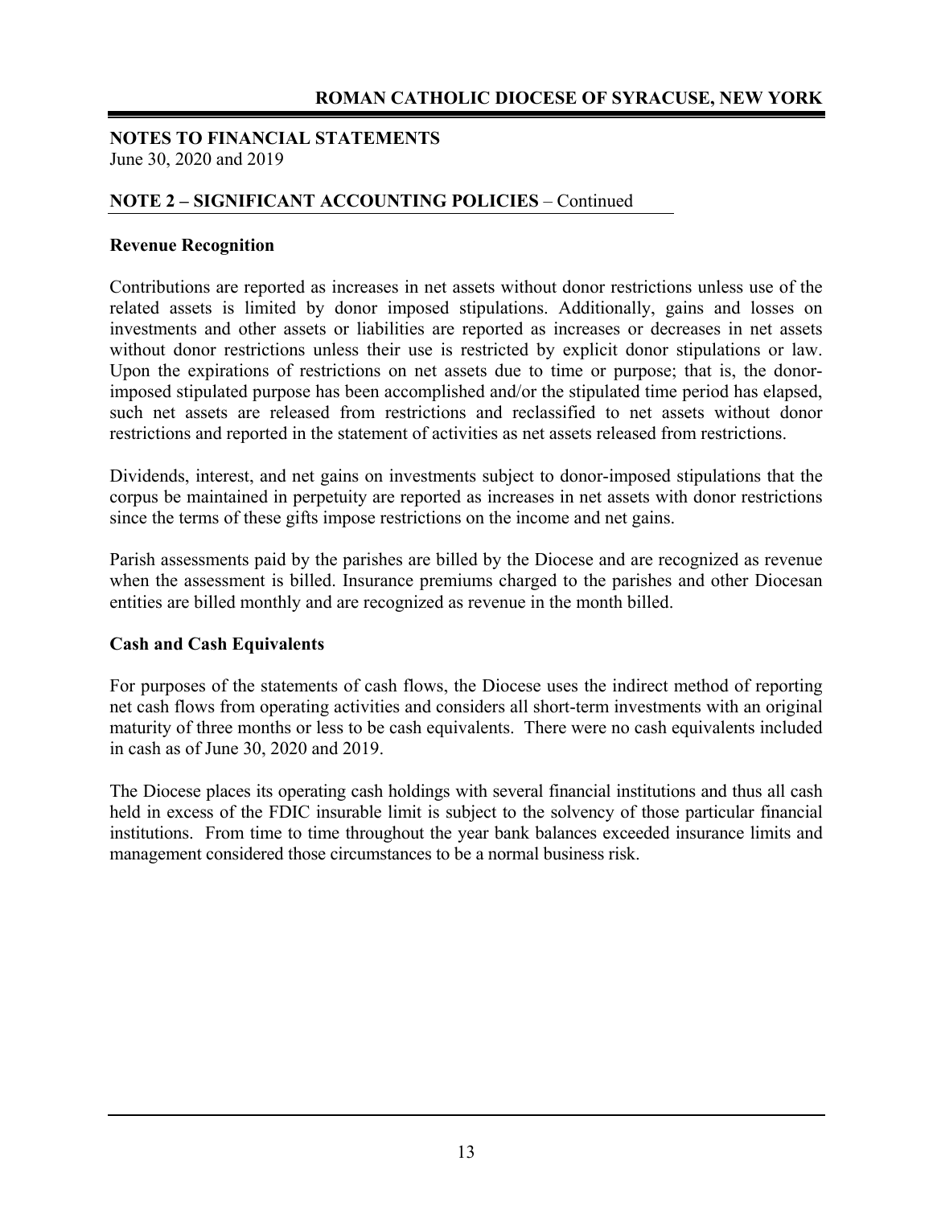## NOTES TO FINANCIAL STATEMENTS

June 30, 2020 and 2019

### NOTE 2 – SIGNIFICANT ACCOUNTING POLICIES – Continued

**Revenue Recognition**

Contributions are reported as increases in net assets without donor restrictions unless use of the related assets is limited by donor imposed stipulations. Additionally, gains and losses on investments and other assets or liabilities are reported as increases or decreases in net assets without donor restrictions unless their use is restricted by explicit donor stipulations or law. Upon the expirations of restrictions on net assets due to time or purpose; that is, the donor-imposed stipulated purpose has been accomplished and/or the stipulated time period has elapsed, such net assets are released from restrictions and reclassified to net assets without donor restrictions and reported in the statement of activities as net assets released from restrictions.

Dividends, interest, and net gains on investments subject to donor-imposed stipulations that the corpus be maintained in perpetuity are reported as increases in net assets with donor restrictions since the terms of these gifts impose restrictions on the income and net gains.

Parish assessments paid by the parishes are billed by the Diocese and are recognized as revenue when the assessment is billed. Insurance premiums charged to the parishes and other Diocesan entities are billed monthly and are recognized as revenue in the month billed.

**Cash and Cash Equivalents**

For purposes of the statements of cash flows, the Diocese uses the indirect method of reporting net cash flows from operating activities and considers all short-term investments with an original maturity of three months or less to be cash equivalents. There were no cash equivalents included in cash as of June 30, 2020 and 2019.

The Diocese places its operating cash holdings with several financial institutions and thus all cash held in excess of the FDIC insurable limit is subject to the solvency of those particular financial institutions. From time to time throughout the year bank balances exceeded insurance limits and management considered those circumstances to be a normal business risk.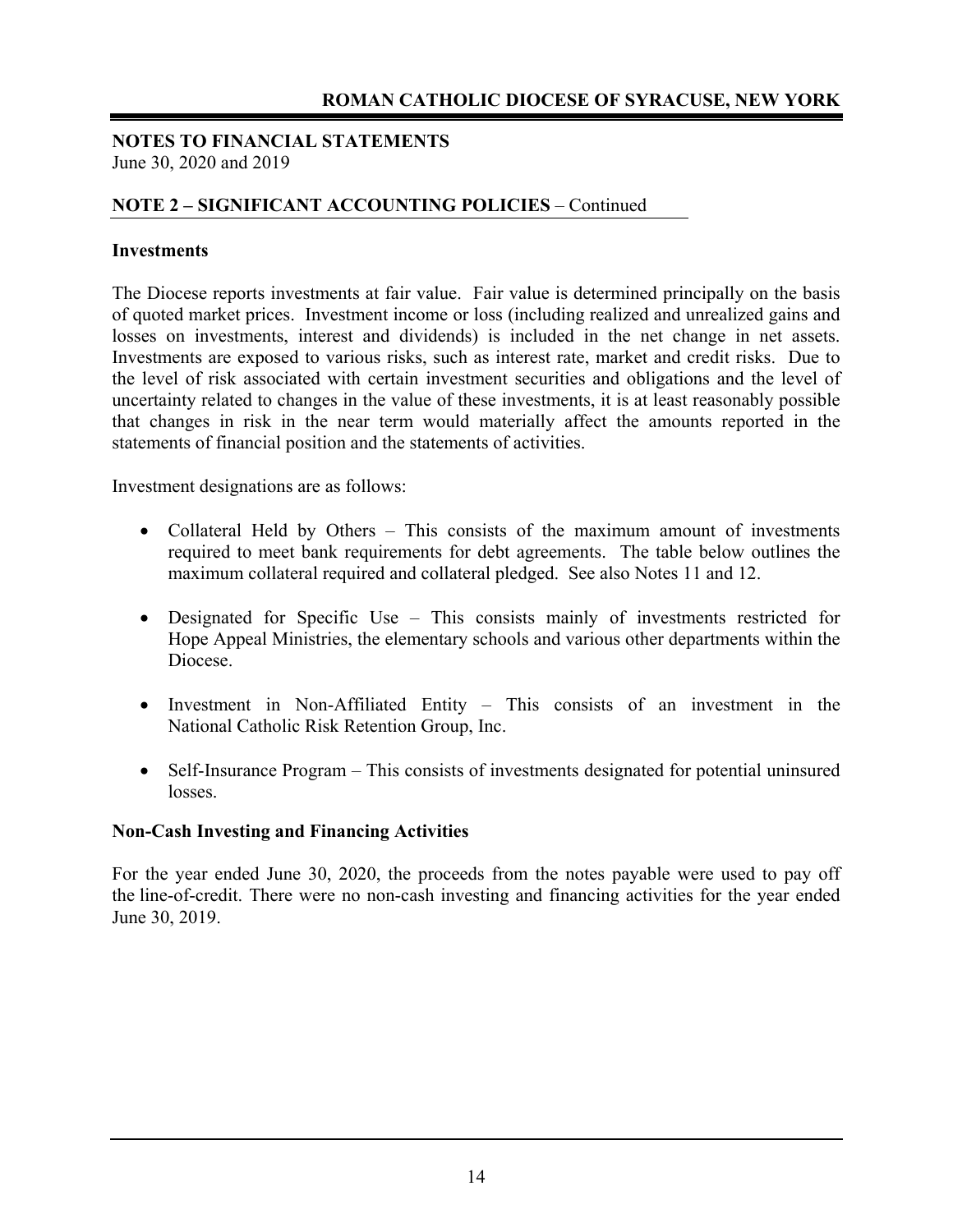## NOTES TO FINANCIAL STATEMENTS

June 30, 2020 and 2019

### NOTE 2 – SIGNIFICANT ACCOUNTING POLICIES – Continued

**Investments**

The Diocese reports investments at fair value. Fair value is determined principally on the basis of quoted market prices. Investment income or loss (including realized and unrealized gains and losses on investments, interest and dividends) is included in the net change in net assets. Investments are exposed to various risks, such as interest rate, market and credit risks. Due to the level of risk associated with certain investment securities and obligations and the level of uncertainty related to changes in the value of these investments, it is at least reasonably possible that changes in risk in the near term would materially affect the amounts reported in the statements of financial position and the statements of activities.

Investment designations are as follows:

- Collateral Held by Others – This consists of the maximum amount of investments required to meet bank requirements for debt agreements. The table below outlines the maximum collateral required and collateral pledged. See also Notes 11 and 12.
- Designated for Specific Use – This consists mainly of investments restricted for Hope Appeal Ministries, the elementary schools and various other departments within the Diocese.
- Investment in Non-Affiliated Entity – This consists of an investment in the National Catholic Risk Retention Group, Inc.
- Self-Insurance Program – This consists of investments designated for potential uninsured losses.

**Non-Cash Investing and Financing Activities**

For the year ended June 30, 2020, the proceeds from the notes payable were used to pay off the line-of-credit. There were no non-cash investing and financing activities for the year ended June 30, 2019.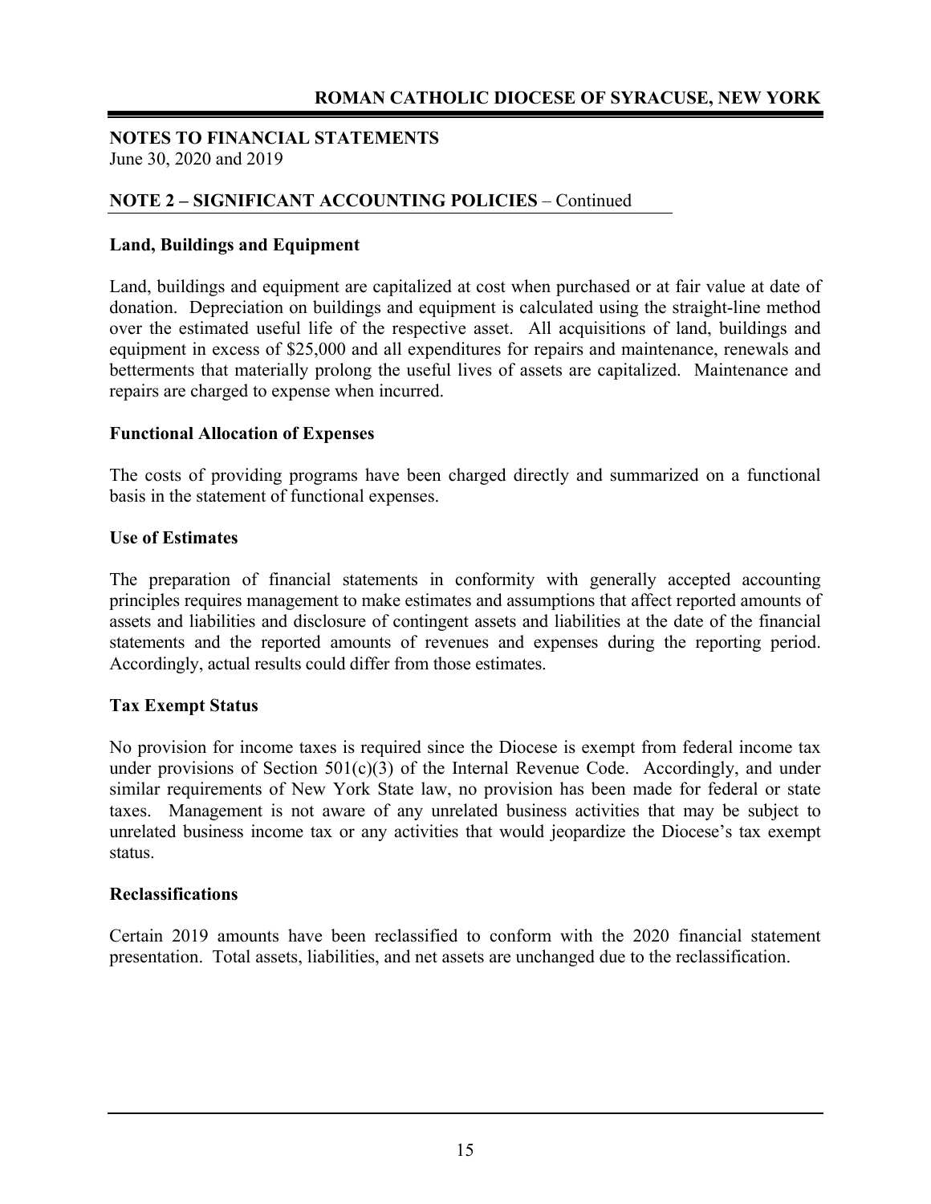## NOTES TO FINANCIAL STATEMENTS

June 30, 2020 and 2019

### NOTE 2 – SIGNIFICANT ACCOUNTING POLICIES – Continued

**Land, Buildings and Equipment**

Land, buildings and equipment are capitalized at cost when purchased or at fair value at date of donation. Depreciation on buildings and equipment is calculated using the straight-line method over the estimated useful life of the respective asset. All acquisitions of land, buildings and equipment in excess of $25,000 and all expenditures for repairs and maintenance, renewals and betterments that materially prolong the useful lives of assets are capitalized. Maintenance and repairs are charged to expense when incurred.

**Functional Allocation of Expenses**

The costs of providing programs have been charged directly and summarized on a functional basis in the statement of functional expenses.

**Use of Estimates**

The preparation of financial statements in conformity with generally accepted accounting principles requires management to make estimates and assumptions that affect reported amounts of assets and liabilities and disclosure of contingent assets and liabilities at the date of the financial statements and the reported amounts of revenues and expenses during the reporting period. Accordingly, actual results could differ from those estimates.

**Tax Exempt Status**

No provision for income taxes is required since the Diocese is exempt from federal income tax under provisions of Section 501(c)(3) of the Internal Revenue Code. Accordingly, and under similar requirements of New York State law, no provision has been made for federal or state taxes. Management is not aware of any unrelated business activities that may be subject to unrelated business income tax or any activities that would jeopardize the Diocese's tax exempt status.

**Reclassifications**

Certain 2019 amounts have been reclassified to conform with the 2020 financial statement presentation. Total assets, liabilities, and net assets are unchanged due to the reclassification.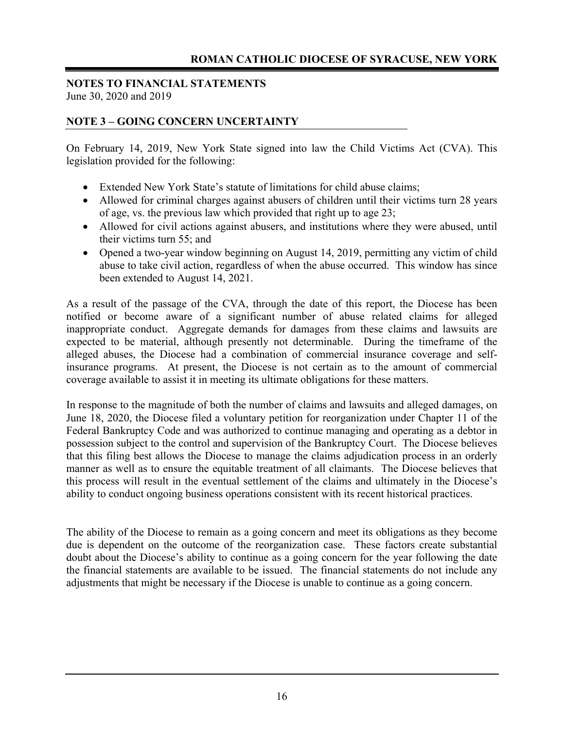## NOTES TO FINANCIAL STATEMENTS

June 30, 2020 and 2019

### NOTE 3 – GOING CONCERN UNCERTAINTY

On February 14, 2019, New York State signed into law the Child Victims Act (CVA). This legislation provided for the following:

- Extended New York State's statute of limitations for child abuse claims;
- Allowed for criminal charges against abusers of children until their victims turn 28 years of age, vs. the previous law which provided that right up to age 23;
- Allowed for civil actions against abusers, and institutions where they were abused, until their victims turn 55; and
- Opened a two-year window beginning on August 14, 2019, permitting any victim of child abuse to take civil action, regardless of when the abuse occurred. This window has since been extended to August 14, 2021.

As a result of the passage of the CVA, through the date of this report, the Diocese has been notified or become aware of a significant number of abuse related claims for alleged inappropriate conduct. Aggregate demands for damages from these claims and lawsuits are expected to be material, although presently not determinable. During the timeframe of the alleged abuses, the Diocese had a combination of commercial insurance coverage and self-insurance programs. At present, the Diocese is not certain as to the amount of commercial coverage available to assist it in meeting its ultimate obligations for these matters.

In response to the magnitude of both the number of claims and lawsuits and alleged damages, on June 18, 2020, the Diocese filed a voluntary petition for reorganization under Chapter 11 of the Federal Bankruptcy Code and was authorized to continue managing and operating as a debtor in possession subject to the control and supervision of the Bankruptcy Court. The Diocese believes that this filing best allows the Diocese to manage the claims adjudication process in an orderly manner as well as to ensure the equitable treatment of all claimants. The Diocese believes that this process will result in the eventual settlement of the claims and ultimately in the Diocese's ability to conduct ongoing business operations consistent with its recent historical practices.

The ability of the Diocese to remain as a going concern and meet its obligations as they become due is dependent on the outcome of the reorganization case. These factors create substantial doubt about the Diocese's ability to continue as a going concern for the year following the date the financial statements are available to be issued. The financial statements do not include any adjustments that might be necessary if the Diocese is unable to continue as a going concern.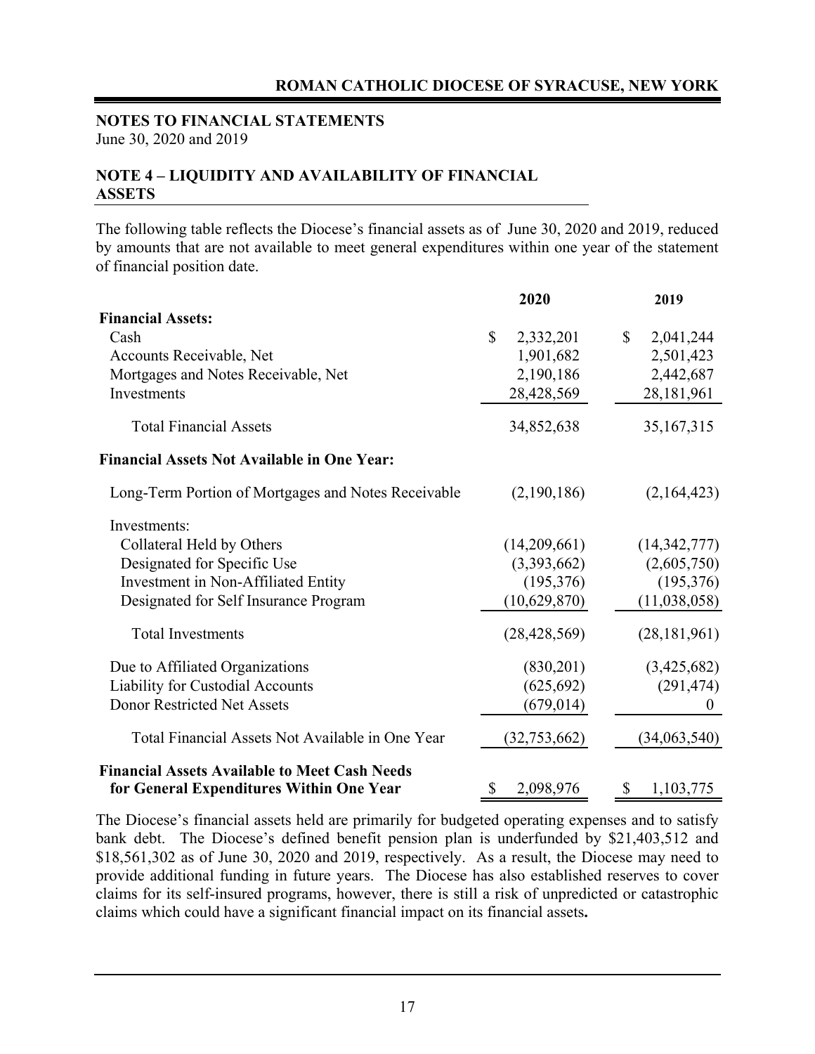**NOTES TO FINANCIAL STATEMENTS**
June 30, 2020 and 2019

## NOTE 4 – LIQUIDITY AND AVAILABILITY OF FINANCIAL ASSETS

The following table reflects the Diocese's financial assets as of June 30, 2020 and 2019, reduced by amounts that are not available to meet general expenditures within one year of the statement of financial position date.

| | 2020 | 2019 |
|---|---|---|
| **Financial Assets:** | | |
| Cash | $ 2,332,201 | $ 2,041,244 |
| Accounts Receivable, Net | 1,901,682 | 2,501,423 |
| Mortgages and Notes Receivable, Net | 2,190,186 | 2,442,687 |
| Investments | 28,428,569 | 28,181,961 |
| Total Financial Assets | 34,852,638 | 35,167,315 |
| **Financial Assets Not Available in One Year:** | | |
| Long-Term Portion of Mortgages and Notes Receivable | (2,190,186) | (2,164,423) |
| Investments: | | |
| Collateral Held by Others | (14,209,661) | (14,342,777) |
| Designated for Specific Use | (3,393,662) | (2,605,750) |
| Investment in Non-Affiliated Entity | (195,376) | (195,376) |
| Designated for Self Insurance Program | (10,629,870) | (11,038,058) |
| Total Investments | (28,428,569) | (28,181,961) |
| Due to Affiliated Organizations | (830,201) | (3,425,682) |
| Liability for Custodial Accounts | (625,692) | (291,474) |
| Donor Restricted Net Assets | (679,014) | 0 |
| Total Financial Assets Not Available in One Year | (32,753,662) | (34,063,540) |
| **Financial Assets Available to Meet Cash Needs for General Expenditures Within One Year** | $ 2,098,976 | $ 1,103,775 |

The Diocese's financial assets held are primarily for budgeted operating expenses and to satisfy bank debt. The Diocese's defined benefit pension plan is underfunded by $21,403,512 and $18,561,302 as of June 30, 2020 and 2019, respectively. As a result, the Diocese may need to provide additional funding in future years. The Diocese has also established reserves to cover claims for its self-insured programs, however, there is still a risk of unpredicted or catastrophic claims which could have a significant financial impact on its financial assets**.**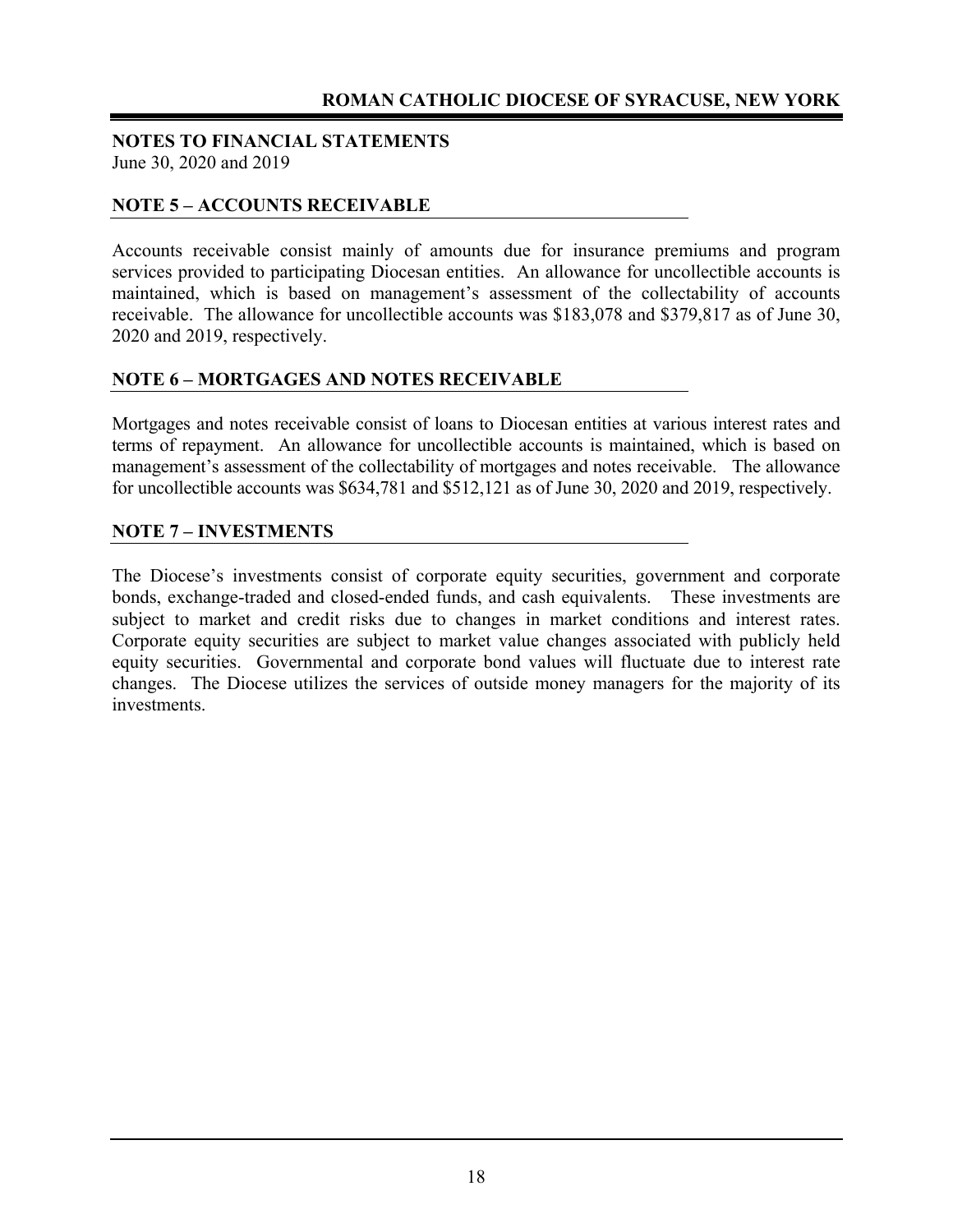## NOTES TO FINANCIAL STATEMENTS
June 30, 2020 and 2019

### NOTE 5 – ACCOUNTS RECEIVABLE

Accounts receivable consist mainly of amounts due for insurance premiums and program services provided to participating Diocesan entities. An allowance for uncollectible accounts is maintained, which is based on management's assessment of the collectability of accounts receivable. The allowance for uncollectible accounts was $183,078 and $379,817 as of June 30, 2020 and 2019, respectively.

### NOTE 6 – MORTGAGES AND NOTES RECEIVABLE

Mortgages and notes receivable consist of loans to Diocesan entities at various interest rates and terms of repayment. An allowance for uncollectible accounts is maintained, which is based on management's assessment of the collectability of mortgages and notes receivable. The allowance for uncollectible accounts was $634,781 and $512,121 as of June 30, 2020 and 2019, respectively.

### NOTE 7 – INVESTMENTS

The Diocese's investments consist of corporate equity securities, government and corporate bonds, exchange-traded and closed-ended funds, and cash equivalents. These investments are subject to market and credit risks due to changes in market conditions and interest rates. Corporate equity securities are subject to market value changes associated with publicly held equity securities. Governmental and corporate bond values will fluctuate due to interest rate changes. The Diocese utilizes the services of outside money managers for the majority of its investments.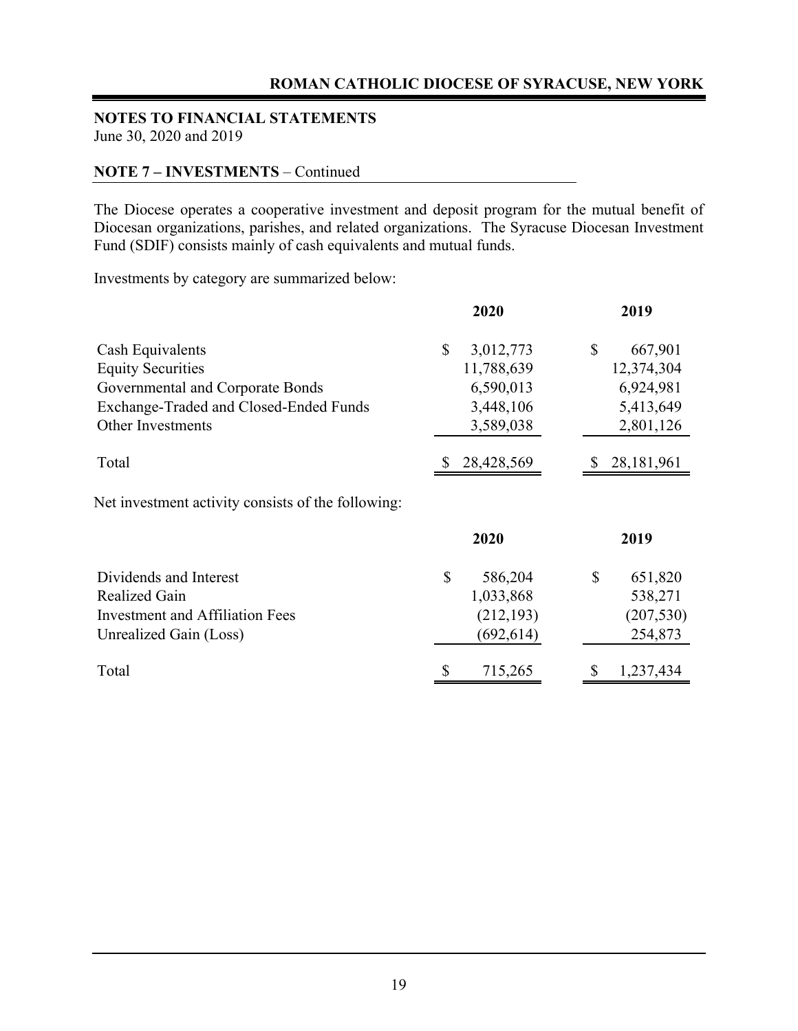**NOTES TO FINANCIAL STATEMENTS**
June 30, 2020 and 2019

**NOTE 7 – INVESTMENTS** – Continued

The Diocese operates a cooperative investment and deposit program for the mutual benefit of Diocesan organizations, parishes, and related organizations. The Syracuse Diocesan Investment Fund (SDIF) consists mainly of cash equivalents and mutual funds.

Investments by category are summarized below:

| | 2020 | 2019 |
|---|---|---|
| Cash Equivalents | $ 3,012,773 | $ 667,901 |
| Equity Securities | 11,788,639 | 12,374,304 |
| Governmental and Corporate Bonds | 6,590,013 | 6,924,981 |
| Exchange-Traded and Closed-Ended Funds | 3,448,106 | 5,413,649 |
| Other Investments | 3,589,038 | 2,801,126 |
| Total | $ 28,428,569 | $ 28,181,961 |

Net investment activity consists of the following:

| | 2020 | 2019 |
|---|---|---|
| Dividends and Interest | $ 586,204 | $ 651,820 |
| Realized Gain | 1,033,868 | 538,271 |
| Investment and Affiliation Fees | (212,193) | (207,530) |
| Unrealized Gain (Loss) | (692,614) | 254,873 |
| Total | $ 715,265 | $ 1,237,434 |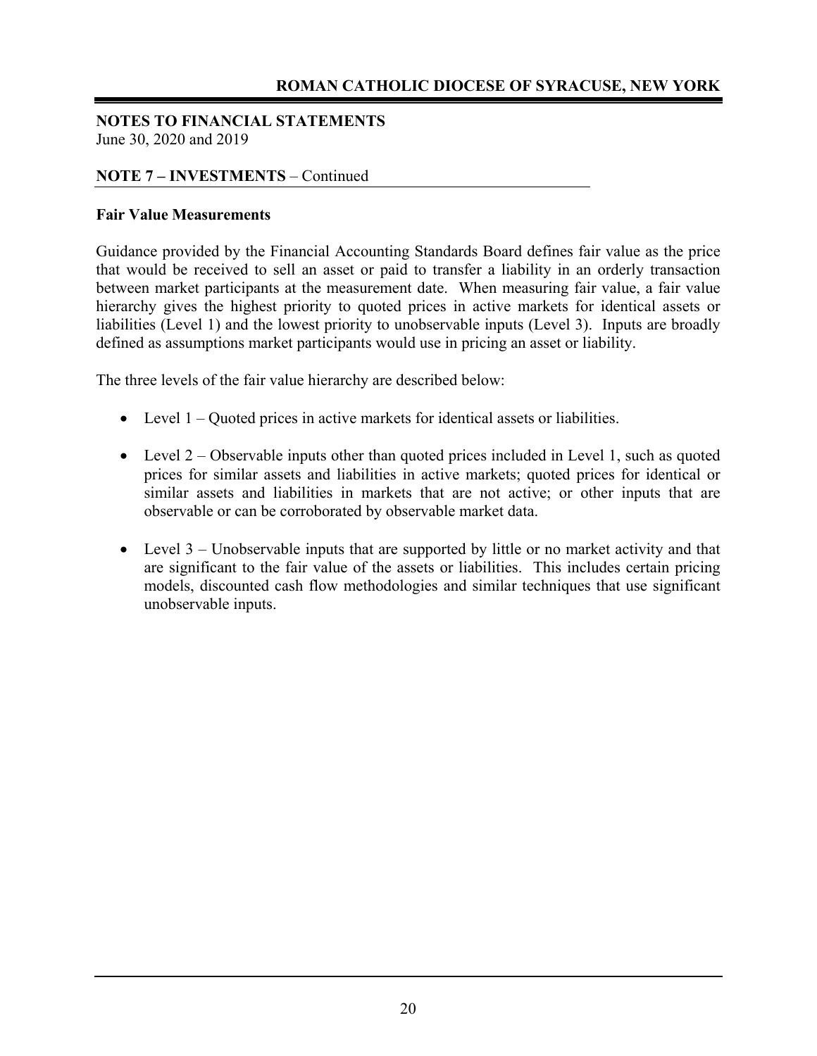**NOTES TO FINANCIAL STATEMENTS**
June 30, 2020 and 2019

**NOTE 7 – INVESTMENTS** – Continued

**Fair Value Measurements**

Guidance provided by the Financial Accounting Standards Board defines fair value as the price that would be received to sell an asset or paid to transfer a liability in an orderly transaction between market participants at the measurement date. When measuring fair value, a fair value hierarchy gives the highest priority to quoted prices in active markets for identical assets or liabilities (Level 1) and the lowest priority to unobservable inputs (Level 3). Inputs are broadly defined as assumptions market participants would use in pricing an asset or liability.

The three levels of the fair value hierarchy are described below:

- Level 1 – Quoted prices in active markets for identical assets or liabilities.
- Level 2 – Observable inputs other than quoted prices included in Level 1, such as quoted prices for similar assets and liabilities in active markets; quoted prices for identical or similar assets and liabilities in markets that are not active; or other inputs that are observable or can be corroborated by observable market data.
- Level 3 – Unobservable inputs that are supported by little or no market activity and that are significant to the fair value of the assets or liabilities. This includes certain pricing models, discounted cash flow methodologies and similar techniques that use significant unobservable inputs.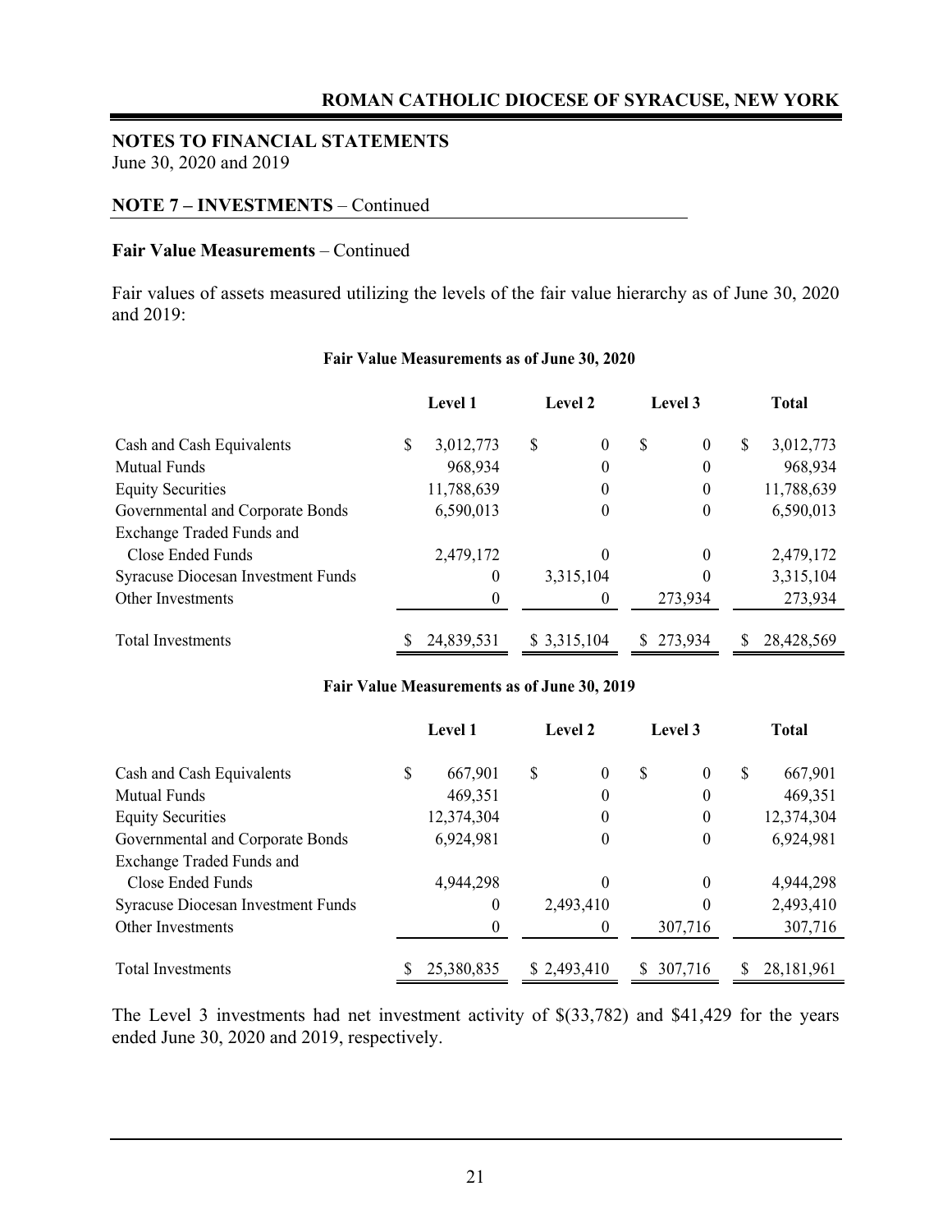**NOTES TO FINANCIAL STATEMENTS**
June 30, 2020 and 2019

**NOTE 7 – INVESTMENTS** – Continued

**Fair Value Measurements** – Continued

Fair values of assets measured utilizing the levels of the fair value hierarchy as of June 30, 2020 and 2019:

**Fair Value Measurements as of June 30, 2020**

| | Level 1 | Level 2 | Level 3 | Total |
|---|---|---|---|---|
| Cash and Cash Equivalents | $ 3,012,773 | $ 0 | $ 0 | $ 3,012,773 |
| Mutual Funds | 968,934 | 0 | 0 | 968,934 |
| Equity Securities | 11,788,639 | 0 | 0 | 11,788,639 |
| Governmental and Corporate Bonds | 6,590,013 | 0 | 0 | 6,590,013 |
| Exchange Traded Funds and Close Ended Funds | 2,479,172 | 0 | 0 | 2,479,172 |
| Syracuse Diocesan Investment Funds | 0 | 3,315,104 | 0 | 3,315,104 |
| Other Investments | 0 | 0 | 273,934 | 273,934 |
| Total Investments | $ 24,839,531 | $ 3,315,104 | $ 273,934 | $ 28,428,569 |

**Fair Value Measurements as of June 30, 2019**

| | Level 1 | Level 2 | Level 3 | Total |
|---|---|---|---|---|
| Cash and Cash Equivalents | $ 667,901 | $ 0 | $ 0 | $ 667,901 |
| Mutual Funds | 469,351 | 0 | 0 | 469,351 |
| Equity Securities | 12,374,304 | 0 | 0 | 12,374,304 |
| Governmental and Corporate Bonds | 6,924,981 | 0 | 0 | 6,924,981 |
| Exchange Traded Funds and Close Ended Funds | 4,944,298 | 0 | 0 | 4,944,298 |
| Syracuse Diocesan Investment Funds | 0 | 2,493,410 | 0 | 2,493,410 |
| Other Investments | 0 | 0 | 307,716 | 307,716 |
| Total Investments | $ 25,380,835 | $ 2,493,410 | $ 307,716 | $ 28,181,961 |

The Level 3 investments had net investment activity of $(33,782) and $41,429 for the years ended June 30, 2020 and 2019, respectively.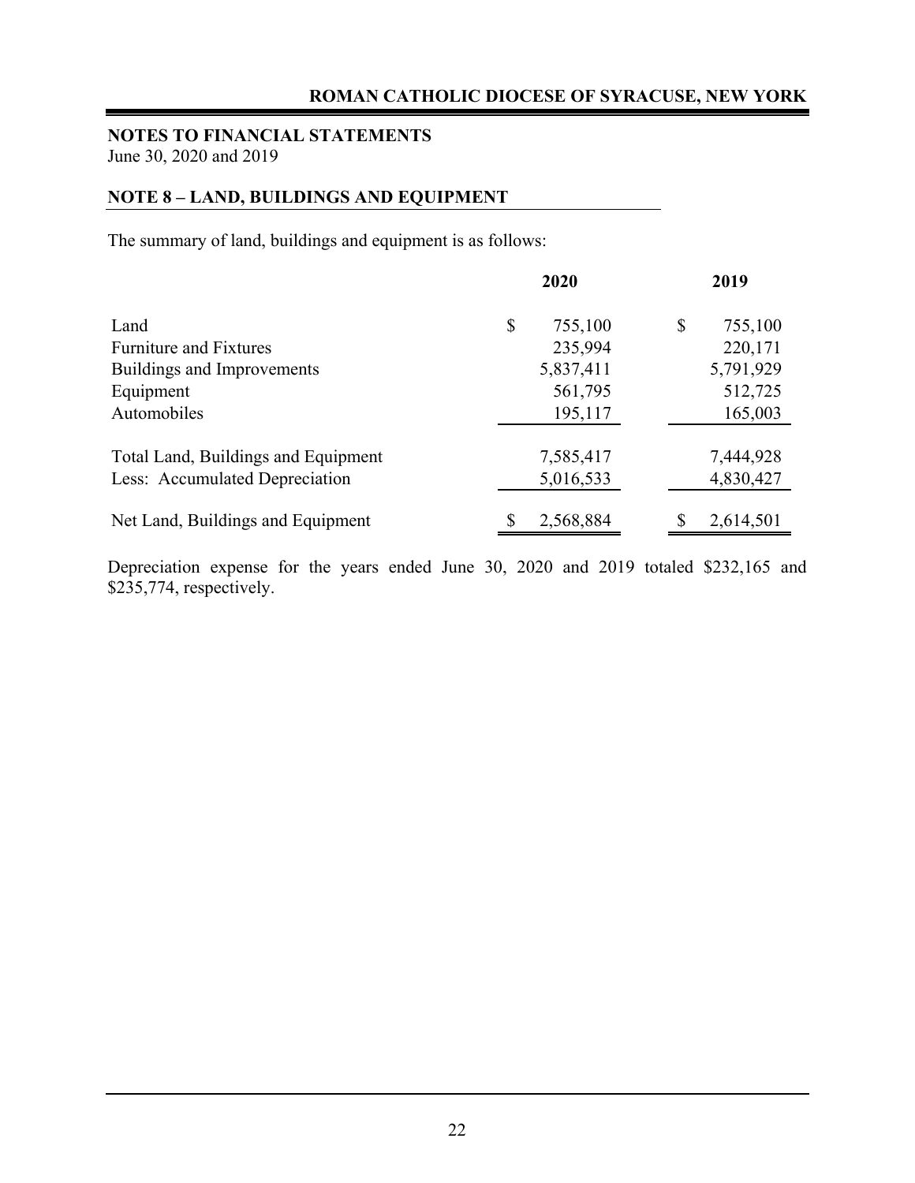**NOTES TO FINANCIAL STATEMENTS**
June 30, 2020 and 2019

## NOTE 8 – LAND, BUILDINGS AND EQUIPMENT

The summary of land, buildings and equipment is as follows:

| | 2020 | 2019 |
|---|---|---|
| Land | $ 755,100 | $ 755,100 |
| Furniture and Fixtures | 235,994 | 220,171 |
| Buildings and Improvements | 5,837,411 | 5,791,929 |
| Equipment | 561,795 | 512,725 |
| Automobiles | 195,117 | 165,003 |
| Total Land, Buildings and Equipment | 7,585,417 | 7,444,928 |
| Less: Accumulated Depreciation | 5,016,533 | 4,830,427 |
| Net Land, Buildings and Equipment | $ 2,568,884 | $ 2,614,501 |

Depreciation expense for the years ended June 30, 2020 and 2019 totaled $232,165 and $235,774, respectively.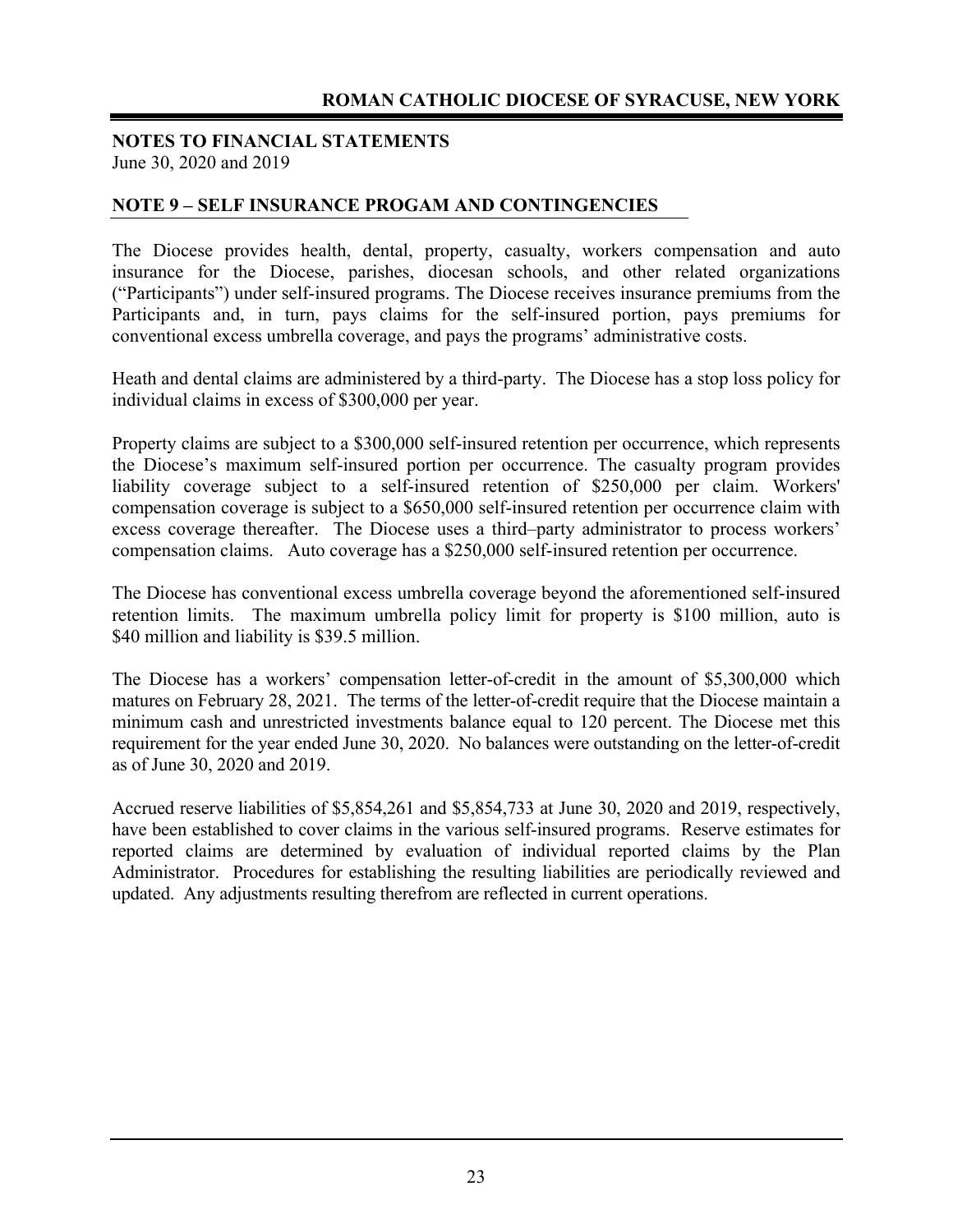## NOTES TO FINANCIAL STATEMENTS

June 30, 2020 and 2019

### NOTE 9 – SELF INSURANCE PROGAM AND CONTINGENCIES

The Diocese provides health, dental, property, casualty, workers compensation and auto insurance for the Diocese, parishes, diocesan schools, and other related organizations ("Participants") under self-insured programs. The Diocese receives insurance premiums from the Participants and, in turn, pays claims for the self-insured portion, pays premiums for conventional excess umbrella coverage, and pays the programs' administrative costs.

Heath and dental claims are administered by a third-party. The Diocese has a stop loss policy for individual claims in excess of $300,000 per year.

Property claims are subject to a $300,000 self-insured retention per occurrence, which represents the Diocese's maximum self-insured portion per occurrence. The casualty program provides liability coverage subject to a self-insured retention of $250,000 per claim. Workers' compensation coverage is subject to a $650,000 self-insured retention per occurrence claim with excess coverage thereafter. The Diocese uses a third–party administrator to process workers' compensation claims. Auto coverage has a $250,000 self-insured retention per occurrence.

The Diocese has conventional excess umbrella coverage beyond the aforementioned self-insured retention limits. The maximum umbrella policy limit for property is $100 million, auto is $40 million and liability is $39.5 million.

The Diocese has a workers' compensation letter-of-credit in the amount of $5,300,000 which matures on February 28, 2021. The terms of the letter-of-credit require that the Diocese maintain a minimum cash and unrestricted investments balance equal to 120 percent. The Diocese met this requirement for the year ended June 30, 2020. No balances were outstanding on the letter-of-credit as of June 30, 2020 and 2019.

Accrued reserve liabilities of $5,854,261 and $5,854,733 at June 30, 2020 and 2019, respectively, have been established to cover claims in the various self-insured programs. Reserve estimates for reported claims are determined by evaluation of individual reported claims by the Plan Administrator. Procedures for establishing the resulting liabilities are periodically reviewed and updated. Any adjustments resulting therefrom are reflected in current operations.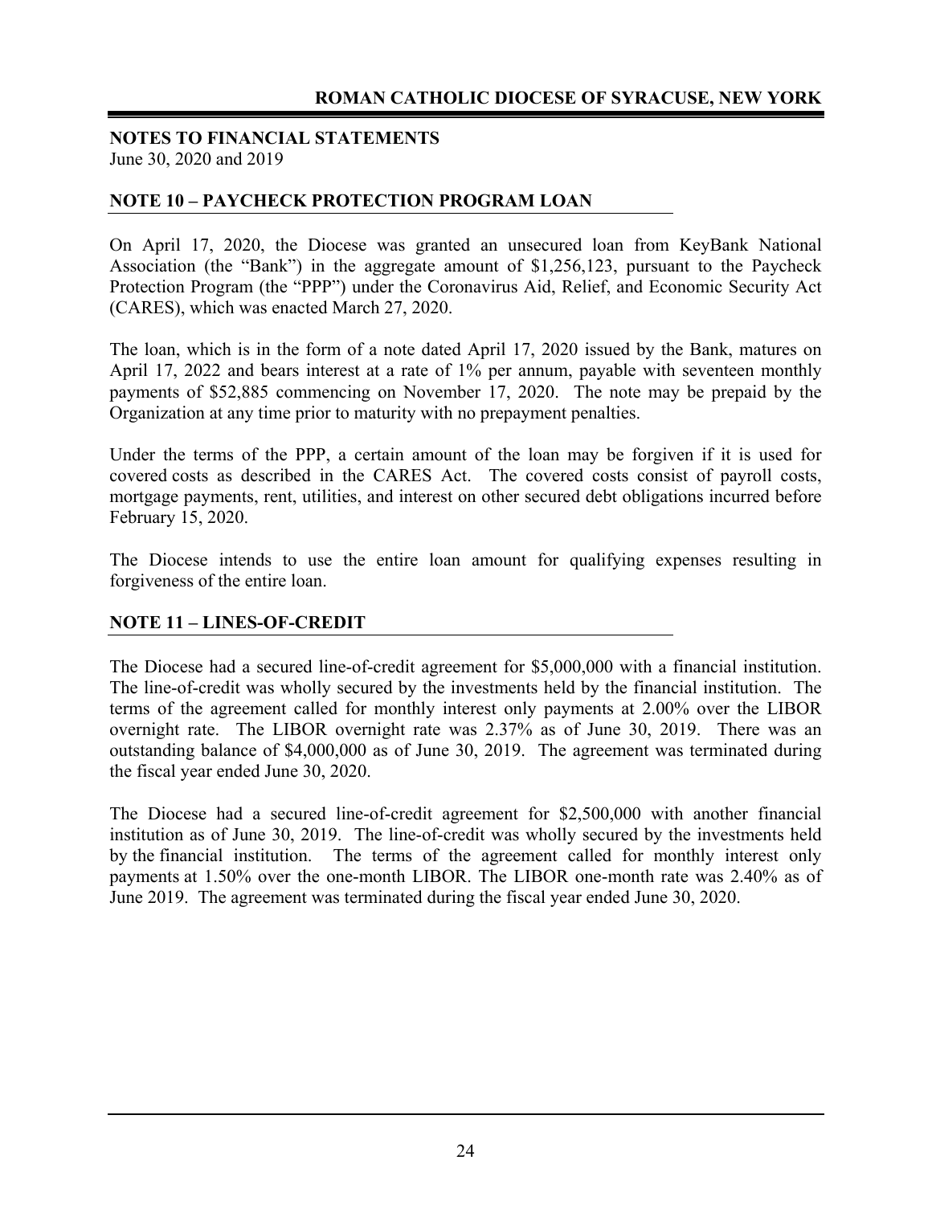## NOTES TO FINANCIAL STATEMENTS

June 30, 2020 and 2019

### NOTE 10 – PAYCHECK PROTECTION PROGRAM LOAN

On April 17, 2020, the Diocese was granted an unsecured loan from KeyBank National Association (the "Bank") in the aggregate amount of $1,256,123, pursuant to the Paycheck Protection Program (the "PPP") under the Coronavirus Aid, Relief, and Economic Security Act (CARES), which was enacted March 27, 2020.

The loan, which is in the form of a note dated April 17, 2020 issued by the Bank, matures on April 17, 2022 and bears interest at a rate of 1% per annum, payable with seventeen monthly payments of $52,885 commencing on November 17, 2020. The note may be prepaid by the Organization at any time prior to maturity with no prepayment penalties.

Under the terms of the PPP, a certain amount of the loan may be forgiven if it is used for covered costs as described in the CARES Act. The covered costs consist of payroll costs, mortgage payments, rent, utilities, and interest on other secured debt obligations incurred before February 15, 2020.

The Diocese intends to use the entire loan amount for qualifying expenses resulting in forgiveness of the entire loan.

### NOTE 11 – LINES-OF-CREDIT

The Diocese had a secured line-of-credit agreement for $5,000,000 with a financial institution. The line-of-credit was wholly secured by the investments held by the financial institution. The terms of the agreement called for monthly interest only payments at 2.00% over the LIBOR overnight rate. The LIBOR overnight rate was 2.37% as of June 30, 2019. There was an outstanding balance of $4,000,000 as of June 30, 2019. The agreement was terminated during the fiscal year ended June 30, 2020.

The Diocese had a secured line-of-credit agreement for $2,500,000 with another financial institution as of June 30, 2019. The line-of-credit was wholly secured by the investments held by the financial institution. The terms of the agreement called for monthly interest only payments at 1.50% over the one-month LIBOR. The LIBOR one-month rate was 2.40% as of June 2019. The agreement was terminated during the fiscal year ended June 30, 2020.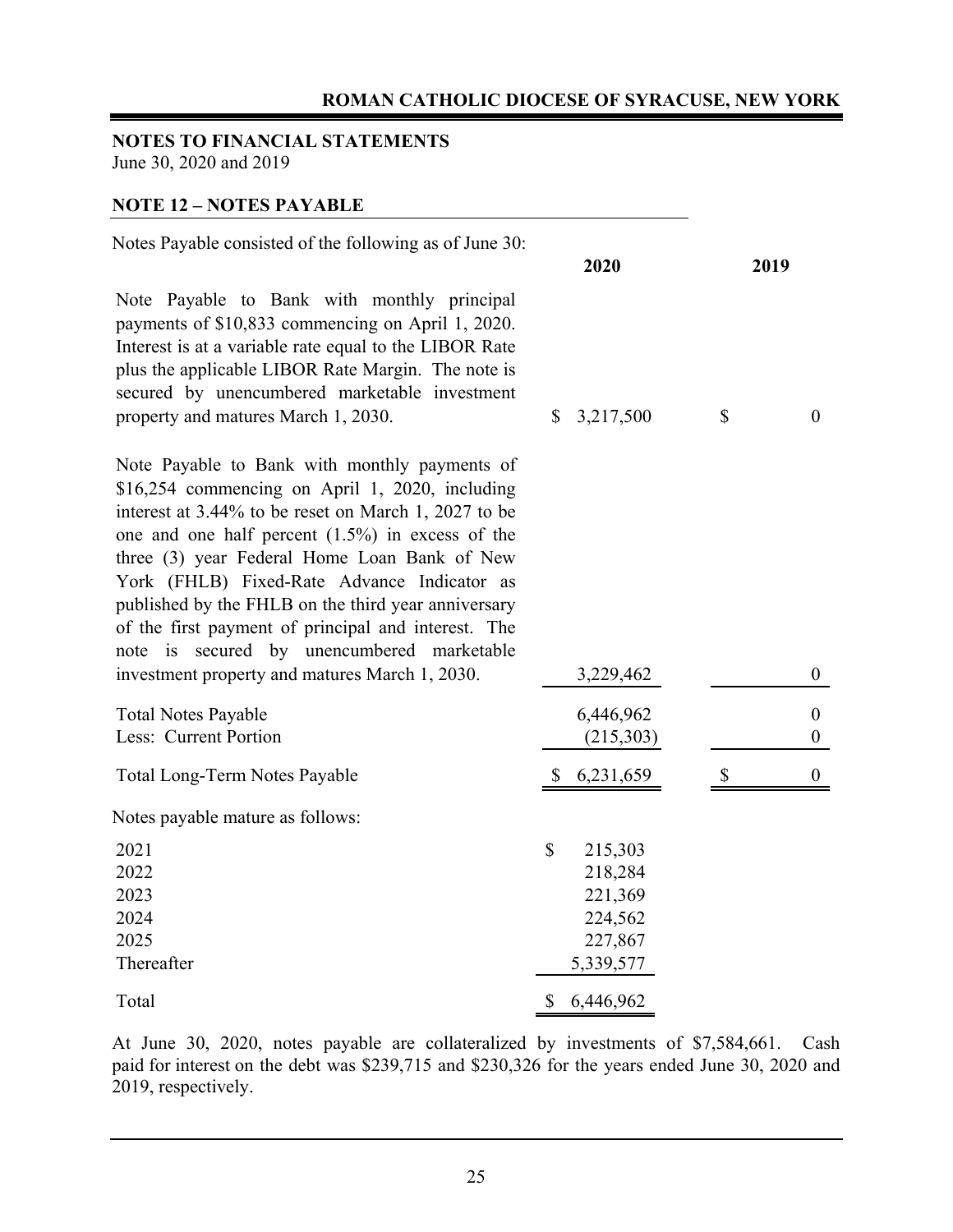## NOTES TO FINANCIAL STATEMENTS

June 30, 2020 and 2019

### NOTE 12 – NOTES PAYABLE

Notes Payable consisted of the following as of June 30:

| | 2020 | 2019 |
|---|---|---|
| Note Payable to Bank with monthly principal payments of $10,833 commencing on April 1, 2020. Interest is at a variable rate equal to the LIBOR Rate plus the applicable LIBOR Rate Margin. The note is secured by unencumbered marketable investment property and matures March 1, 2030. | $ 3,217,500 | $ 0 |
| Note Payable to Bank with monthly payments of $16,254 commencing on April 1, 2020, including interest at 3.44% to be reset on March 1, 2027 to be one and one half percent (1.5%) in excess of the three (3) year Federal Home Loan Bank of New York (FHLB) Fixed-Rate Advance Indicator as published by the FHLB on the third year anniversary of the first payment of principal and interest. The note is secured by unencumbered marketable investment property and matures March 1, 2030. | 3,229,462 | 0 |
| Total Notes Payable | 6,446,962 | 0 |
| Less: Current Portion | (215,303) | 0 |
| Total Long-Term Notes Payable | $ 6,231,659 | $ 0 |

Notes payable mature as follows:

| | |
|---|---|
| 2021 | $ 215,303 |
| 2022 | 218,284 |
| 2023 | 221,369 |
| 2024 | 224,562 |
| 2025 | 227,867 |
| Thereafter | 5,339,577 |
| Total | $ 6,446,962 |

At June 30, 2020, notes payable are collateralized by investments of $7,584,661. Cash paid for interest on the debt was $239,715 and $230,326 for the years ended June 30, 2020 and 2019, respectively.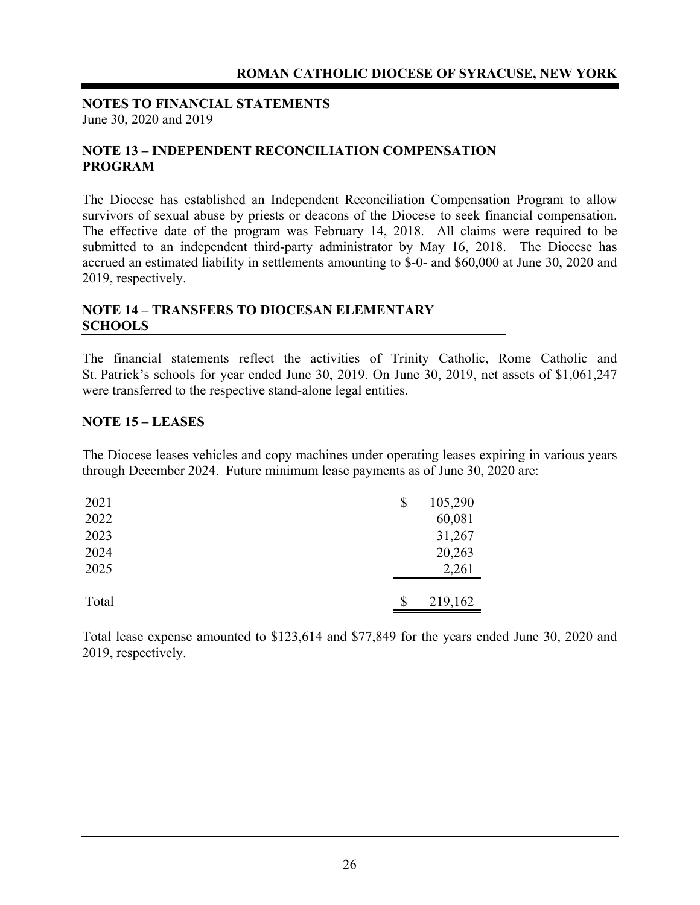**NOTES TO FINANCIAL STATEMENTS**
June 30, 2020 and 2019

## NOTE 13 – INDEPENDENT RECONCILIATION COMPENSATION PROGRAM

The Diocese has established an Independent Reconciliation Compensation Program to allow survivors of sexual abuse by priests or deacons of the Diocese to seek financial compensation. The effective date of the program was February 14, 2018. All claims were required to be submitted to an independent third-party administrator by May 16, 2018. The Diocese has accrued an estimated liability in settlements amounting to $-0- and $60,000 at June 30, 2020 and 2019, respectively.

## NOTE 14 – TRANSFERS TO DIOCESAN ELEMENTARY SCHOOLS

The financial statements reflect the activities of Trinity Catholic, Rome Catholic and St. Patrick's schools for year ended June 30, 2019. On June 30, 2019, net assets of $1,061,247 were transferred to the respective stand-alone legal entities.

## NOTE 15 – LEASES

The Diocese leases vehicles and copy machines under operating leases expiring in various years through December 2024. Future minimum lease payments as of June 30, 2020 are:

| Year | Amount |
|---|---|
| 2021 | $ 105,290 |
| 2022 | 60,081 |
| 2023 | 31,267 |
| 2024 | 20,263 |
| 2025 | 2,261 |
| Total | $ 219,162 |

Total lease expense amounted to $123,614 and $77,849 for the years ended June 30, 2020 and 2019, respectively.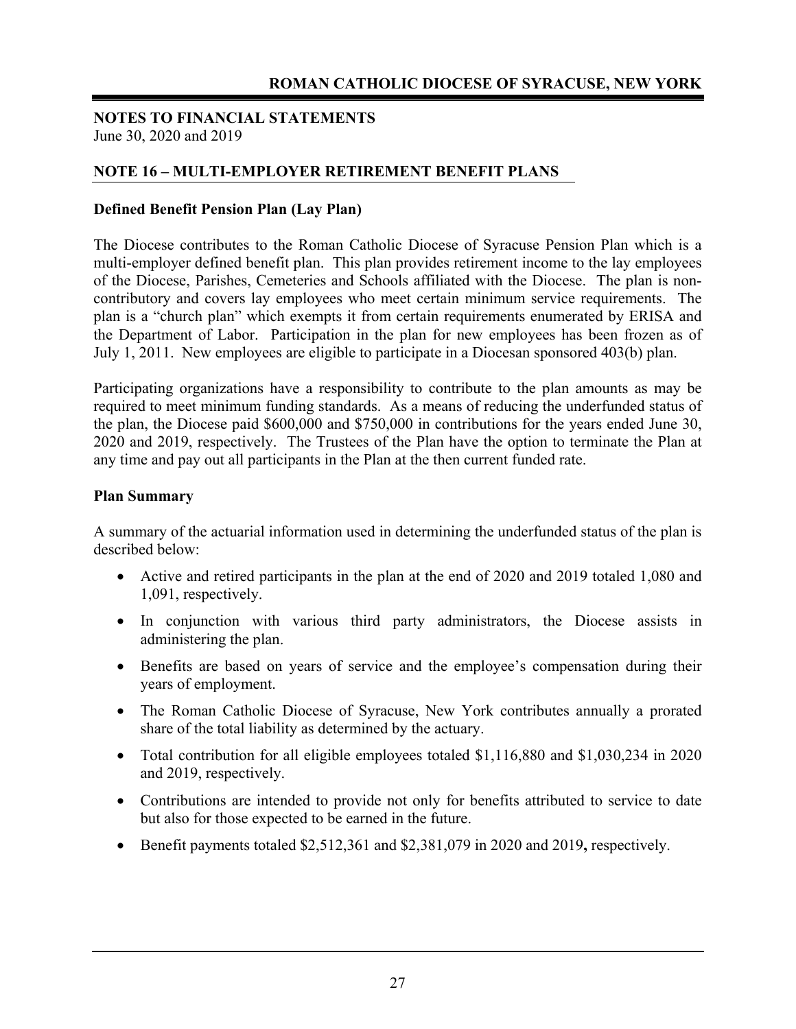**NOTES TO FINANCIAL STATEMENTS**
June 30, 2020 and 2019

## NOTE 16 – MULTI-EMPLOYER RETIREMENT BENEFIT PLANS

### Defined Benefit Pension Plan (Lay Plan)

The Diocese contributes to the Roman Catholic Diocese of Syracuse Pension Plan which is a multi-employer defined benefit plan. This plan provides retirement income to the lay employees of the Diocese, Parishes, Cemeteries and Schools affiliated with the Diocese. The plan is non-contributory and covers lay employees who meet certain minimum service requirements. The plan is a "church plan" which exempts it from certain requirements enumerated by ERISA and the Department of Labor. Participation in the plan for new employees has been frozen as of July 1, 2011. New employees are eligible to participate in a Diocesan sponsored 403(b) plan.

Participating organizations have a responsibility to contribute to the plan amounts as may be required to meet minimum funding standards. As a means of reducing the underfunded status of the plan, the Diocese paid $600,000 and $750,000 in contributions for the years ended June 30, 2020 and 2019, respectively. The Trustees of the Plan have the option to terminate the Plan at any time and pay out all participants in the Plan at the then current funded rate.

### Plan Summary

A summary of the actuarial information used in determining the underfunded status of the plan is described below:

- Active and retired participants in the plan at the end of 2020 and 2019 totaled 1,080 and 1,091, respectively.
- In conjunction with various third party administrators, the Diocese assists in administering the plan.
- Benefits are based on years of service and the employee's compensation during their years of employment.
- The Roman Catholic Diocese of Syracuse, New York contributes annually a prorated share of the total liability as determined by the actuary.
- Total contribution for all eligible employees totaled $1,116,880 and $1,030,234 in 2020 and 2019, respectively.
- Contributions are intended to provide not only for benefits attributed to service to date but also for those expected to be earned in the future.
- Benefit payments totaled $2,512,361 and $2,381,079 in 2020 and 2019**,** respectively.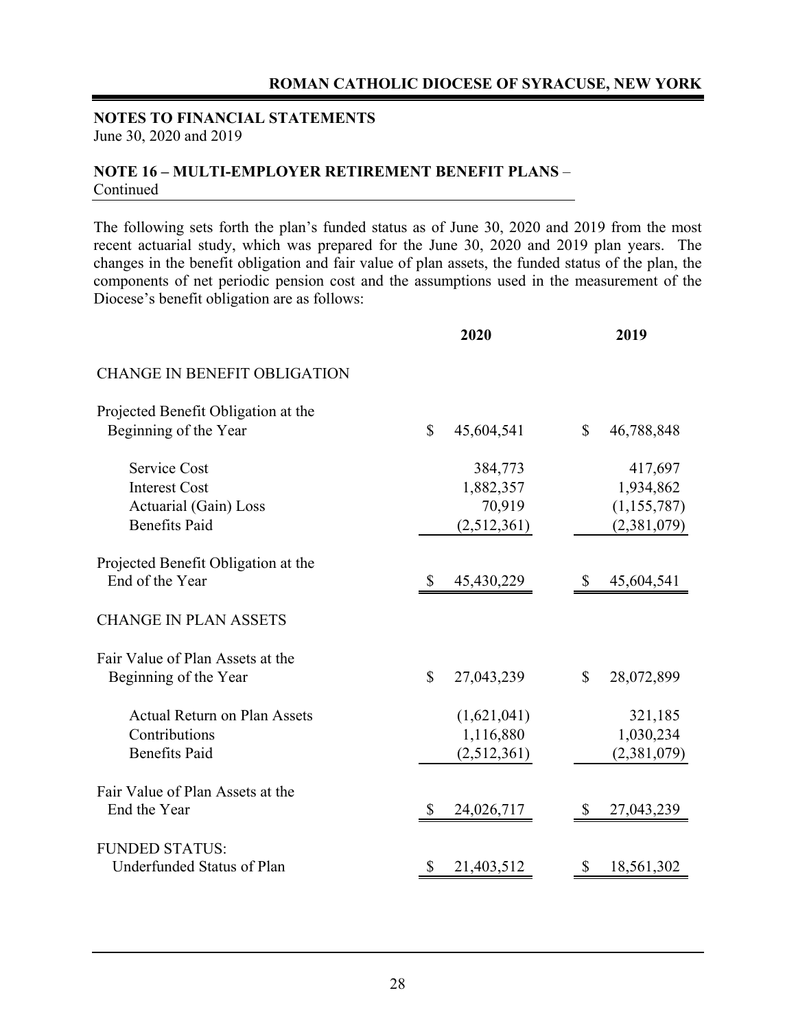**NOTES TO FINANCIAL STATEMENTS**
June 30, 2020 and 2019

**NOTE 16 – MULTI-EMPLOYER RETIREMENT BENEFIT PLANS** – Continued

The following sets forth the plan's funded status as of June 30, 2020 and 2019 from the most recent actuarial study, which was prepared for the June 30, 2020 and 2019 plan years. The changes in the benefit obligation and fair value of plan assets, the funded status of the plan, the components of net periodic pension cost and the assumptions used in the measurement of the Diocese's benefit obligation are as follows:

| | 2020 | 2019 |
|---|---|---|
| CHANGE IN BENEFIT OBLIGATION | | |
| Projected Benefit Obligation at the Beginning of the Year | $ 45,604,541 | $ 46,788,848 |
| Service Cost | 384,773 | 417,697 |
| Interest Cost | 1,882,357 | 1,934,862 |
| Actuarial (Gain) Loss | 70,919 | (1,155,787) |
| Benefits Paid | (2,512,361) | (2,381,079) |
| Projected Benefit Obligation at the End of the Year | $ 45,430,229 | $ 45,604,541 |
| CHANGE IN PLAN ASSETS | | |
| Fair Value of Plan Assets at the Beginning of the Year | $ 27,043,239 | $ 28,072,899 |
| Actual Return on Plan Assets | (1,621,041) | 321,185 |
| Contributions | 1,116,880 | 1,030,234 |
| Benefits Paid | (2,512,361) | (2,381,079) |
| Fair Value of Plan Assets at the End the Year | $ 24,026,717 | $ 27,043,239 |
| FUNDED STATUS: | | |
| Underfunded Status of Plan | $ 21,403,512 | $ 18,561,302 |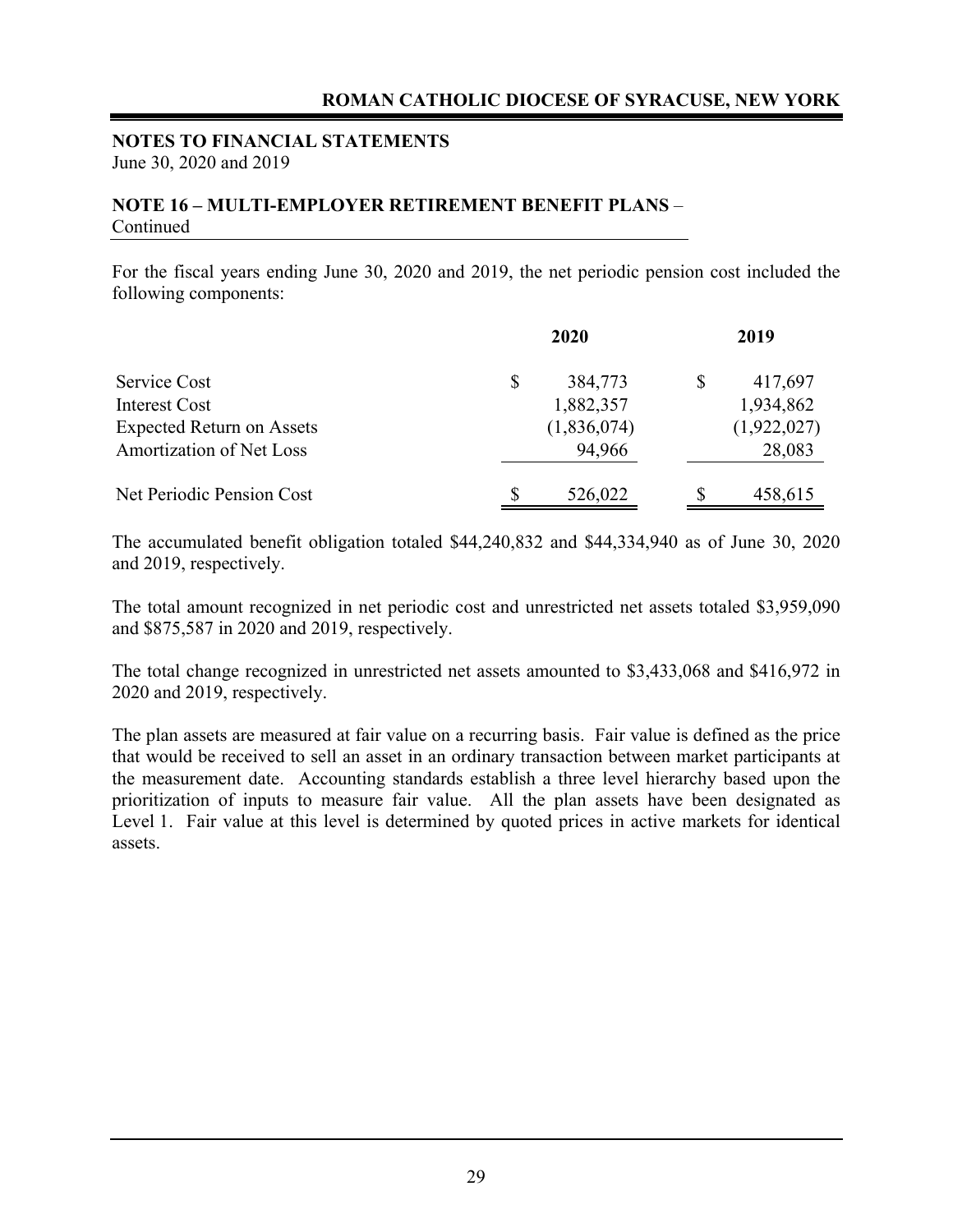**NOTES TO FINANCIAL STATEMENTS**
June 30, 2020 and 2019

**NOTE 16 – MULTI-EMPLOYER RETIREMENT BENEFIT PLANS** – Continued

For the fiscal years ending June 30, 2020 and 2019, the net periodic pension cost included the following components:

| | 2020 | 2019 |
|---|---|---|
| Service Cost | $ 384,773 | $ 417,697 |
| Interest Cost | 1,882,357 | 1,934,862 |
| Expected Return on Assets | (1,836,074) | (1,922,027) |
| Amortization of Net Loss | 94,966 | 28,083 |
| Net Periodic Pension Cost | $ 526,022 | $ 458,615 |

The accumulated benefit obligation totaled $44,240,832 and $44,334,940 as of June 30, 2020 and 2019, respectively.

The total amount recognized in net periodic cost and unrestricted net assets totaled $3,959,090 and $875,587 in 2020 and 2019, respectively.

The total change recognized in unrestricted net assets amounted to $3,433,068 and $416,972 in 2020 and 2019, respectively.

The plan assets are measured at fair value on a recurring basis. Fair value is defined as the price that would be received to sell an asset in an ordinary transaction between market participants at the measurement date. Accounting standards establish a three level hierarchy based upon the prioritization of inputs to measure fair value. All the plan assets have been designated as Level 1. Fair value at this level is determined by quoted prices in active markets for identical assets.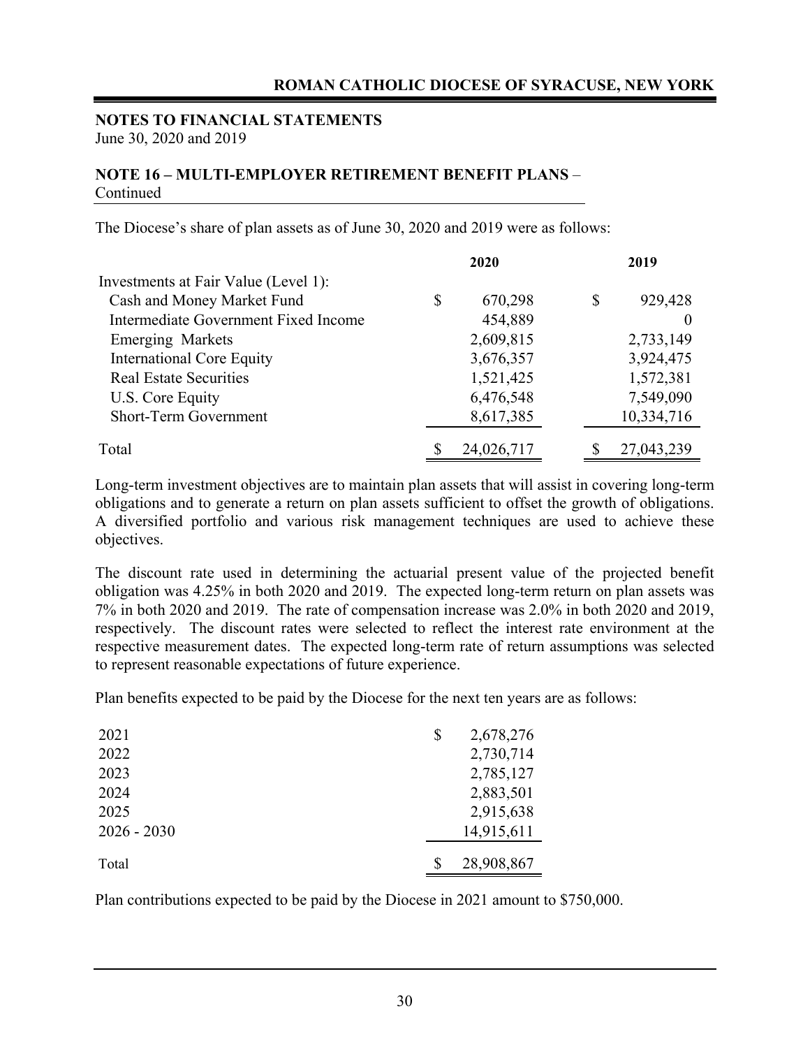**NOTES TO FINANCIAL STATEMENTS**
June 30, 2020 and 2019

**NOTE 16 – MULTI-EMPLOYER RETIREMENT BENEFIT PLANS** – Continued

The Diocese's share of plan assets as of June 30, 2020 and 2019 were as follows:

| | 2020 | 2019 |
|---|---|---|
| Investments at Fair Value (Level 1): | | |
| Cash and Money Market Fund | $ 670,298 | $ 929,428 |
| Intermediate Government Fixed Income | 454,889 | 0 |
| Emerging Markets | 2,609,815 | 2,733,149 |
| International Core Equity | 3,676,357 | 3,924,475 |
| Real Estate Securities | 1,521,425 | 1,572,381 |
| U.S. Core Equity | 6,476,548 | 7,549,090 |
| Short-Term Government | 8,617,385 | 10,334,716 |
| Total | $ 24,026,717 | $ 27,043,239 |

Long-term investment objectives are to maintain plan assets that will assist in covering long-term obligations and to generate a return on plan assets sufficient to offset the growth of obligations. A diversified portfolio and various risk management techniques are used to achieve these objectives.

The discount rate used in determining the actuarial present value of the projected benefit obligation was 4.25% in both 2020 and 2019. The expected long-term return on plan assets was 7% in both 2020 and 2019. The rate of compensation increase was 2.0% in both 2020 and 2019, respectively. The discount rates were selected to reflect the interest rate environment at the respective measurement dates. The expected long-term rate of return assumptions was selected to represent reasonable expectations of future experience.

Plan benefits expected to be paid by the Diocese for the next ten years are as follows:

| | |
|---|---|
| 2021 | $ 2,678,276 |
| 2022 | 2,730,714 |
| 2023 | 2,785,127 |
| 2024 | 2,883,501 |
| 2025 | 2,915,638 |
| 2026 - 2030 | 14,915,611 |
| Total | $ 28,908,867 |

Plan contributions expected to be paid by the Diocese in 2021 amount to $750,000.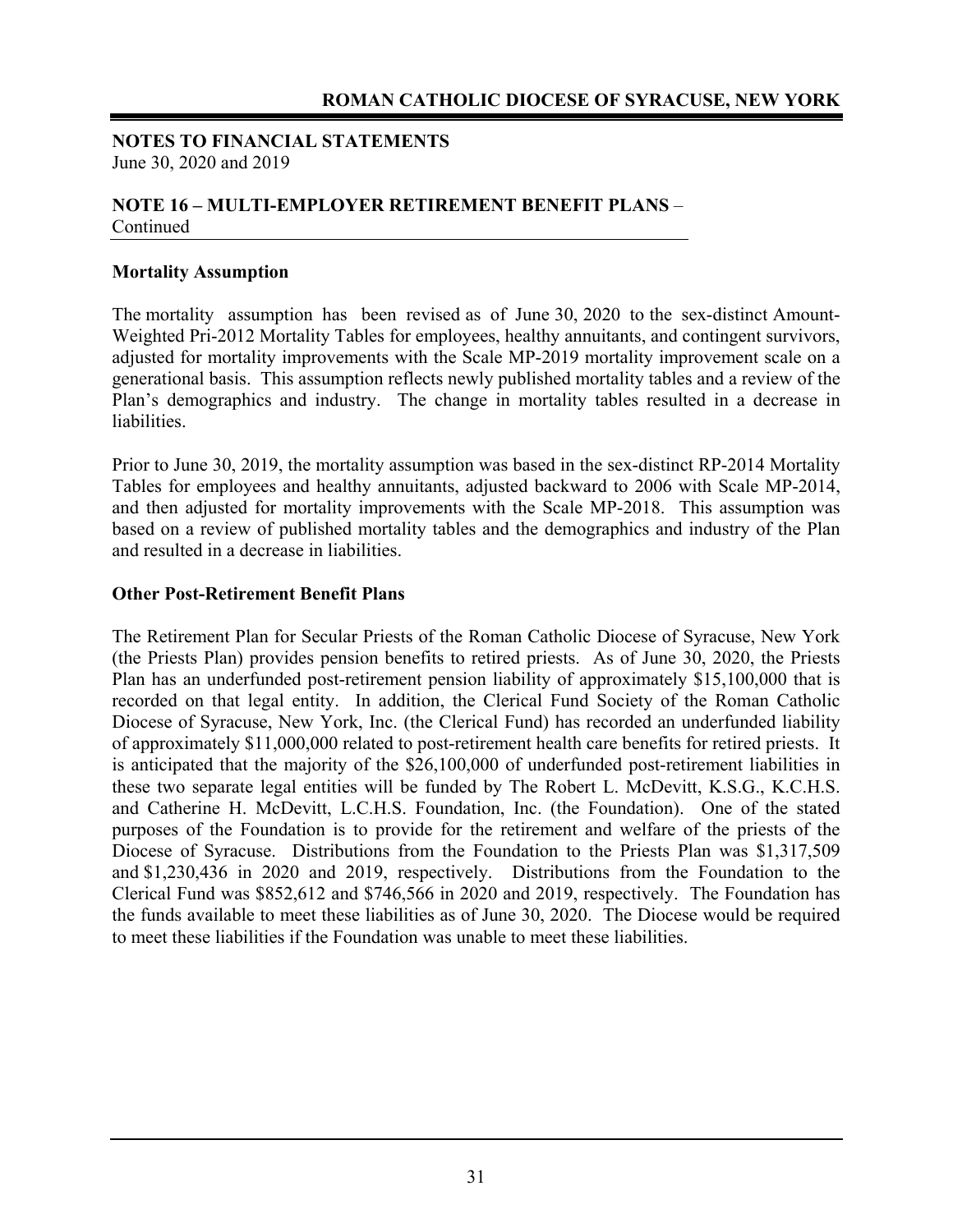**NOTES TO FINANCIAL STATEMENTS**
June 30, 2020 and 2019

**NOTE 16 – MULTI-EMPLOYER RETIREMENT BENEFIT PLANS** – Continued

**Mortality Assumption**

The mortality assumption has been revised as of June 30, 2020 to the sex-distinct Amount-Weighted Pri-2012 Mortality Tables for employees, healthy annuitants, and contingent survivors, adjusted for mortality improvements with the Scale MP-2019 mortality improvement scale on a generational basis. This assumption reflects newly published mortality tables and a review of the Plan's demographics and industry. The change in mortality tables resulted in a decrease in liabilities.

Prior to June 30, 2019, the mortality assumption was based in the sex-distinct RP-2014 Mortality Tables for employees and healthy annuitants, adjusted backward to 2006 with Scale MP-2014, and then adjusted for mortality improvements with the Scale MP-2018. This assumption was based on a review of published mortality tables and the demographics and industry of the Plan and resulted in a decrease in liabilities.

**Other Post-Retirement Benefit Plans**

The Retirement Plan for Secular Priests of the Roman Catholic Diocese of Syracuse, New York (the Priests Plan) provides pension benefits to retired priests. As of June 30, 2020, the Priests Plan has an underfunded post-retirement pension liability of approximately $15,100,000 that is recorded on that legal entity. In addition, the Clerical Fund Society of the Roman Catholic Diocese of Syracuse, New York, Inc. (the Clerical Fund) has recorded an underfunded liability of approximately $11,000,000 related to post-retirement health care benefits for retired priests. It is anticipated that the majority of the $26,100,000 of underfunded post-retirement liabilities in these two separate legal entities will be funded by The Robert L. McDevitt, K.S.G., K.C.H.S. and Catherine H. McDevitt, L.C.H.S. Foundation, Inc. (the Foundation). One of the stated purposes of the Foundation is to provide for the retirement and welfare of the priests of the Diocese of Syracuse. Distributions from the Foundation to the Priests Plan was $1,317,509 and $1,230,436 in 2020 and 2019, respectively. Distributions from the Foundation to the Clerical Fund was $852,612 and $746,566 in 2020 and 2019, respectively. The Foundation has the funds available to meet these liabilities as of June 30, 2020. The Diocese would be required to meet these liabilities if the Foundation was unable to meet these liabilities.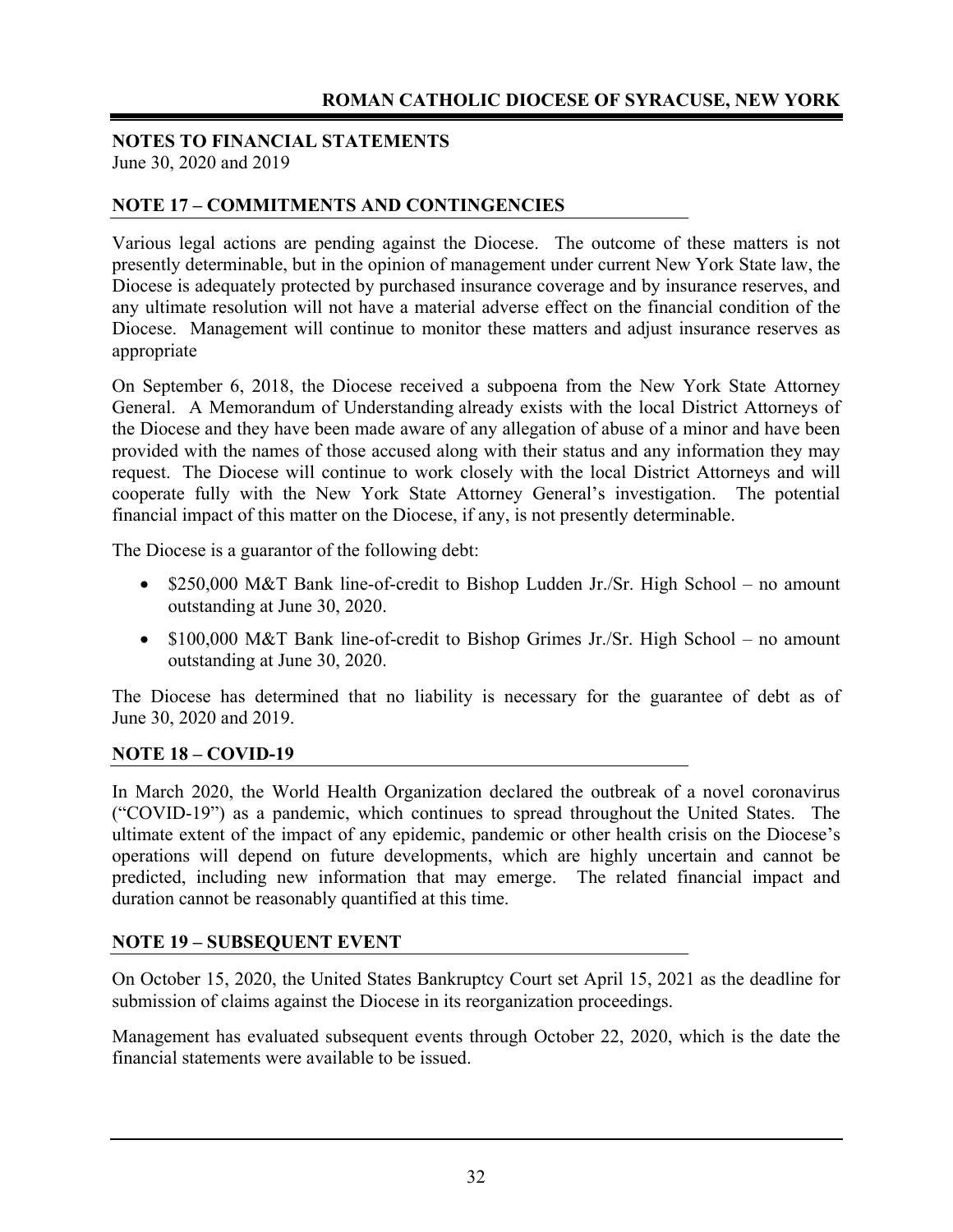## NOTES TO FINANCIAL STATEMENTS
June 30, 2020 and 2019

### NOTE 17 – COMMITMENTS AND CONTINGENCIES

Various legal actions are pending against the Diocese. The outcome of these matters is not presently determinable, but in the opinion of management under current New York State law, the Diocese is adequately protected by purchased insurance coverage and by insurance reserves, and any ultimate resolution will not have a material adverse effect on the financial condition of the Diocese. Management will continue to monitor these matters and adjust insurance reserves as appropriate

On September 6, 2018, the Diocese received a subpoena from the New York State Attorney General. A Memorandum of Understanding already exists with the local District Attorneys of the Diocese and they have been made aware of any allegation of abuse of a minor and have been provided with the names of those accused along with their status and any information they may request. The Diocese will continue to work closely with the local District Attorneys and will cooperate fully with the New York State Attorney General's investigation. The potential financial impact of this matter on the Diocese, if any, is not presently determinable.

The Diocese is a guarantor of the following debt:

- $250,000 M&T Bank line-of-credit to Bishop Ludden Jr./Sr. High School – no amount outstanding at June 30, 2020.
- $100,000 M&T Bank line-of-credit to Bishop Grimes Jr./Sr. High School – no amount outstanding at June 30, 2020.

The Diocese has determined that no liability is necessary for the guarantee of debt as of June 30, 2020 and 2019.

### NOTE 18 – COVID-19

In March 2020, the World Health Organization declared the outbreak of a novel coronavirus ("COVID-19") as a pandemic, which continues to spread throughout the United States. The ultimate extent of the impact of any epidemic, pandemic or other health crisis on the Diocese's operations will depend on future developments, which are highly uncertain and cannot be predicted, including new information that may emerge. The related financial impact and duration cannot be reasonably quantified at this time.

### NOTE 19 – SUBSEQUENT EVENT

On October 15, 2020, the United States Bankruptcy Court set April 15, 2021 as the deadline for submission of claims against the Diocese in its reorganization proceedings.

Management has evaluated subsequent events through October 22, 2020, which is the date the financial statements were available to be issued.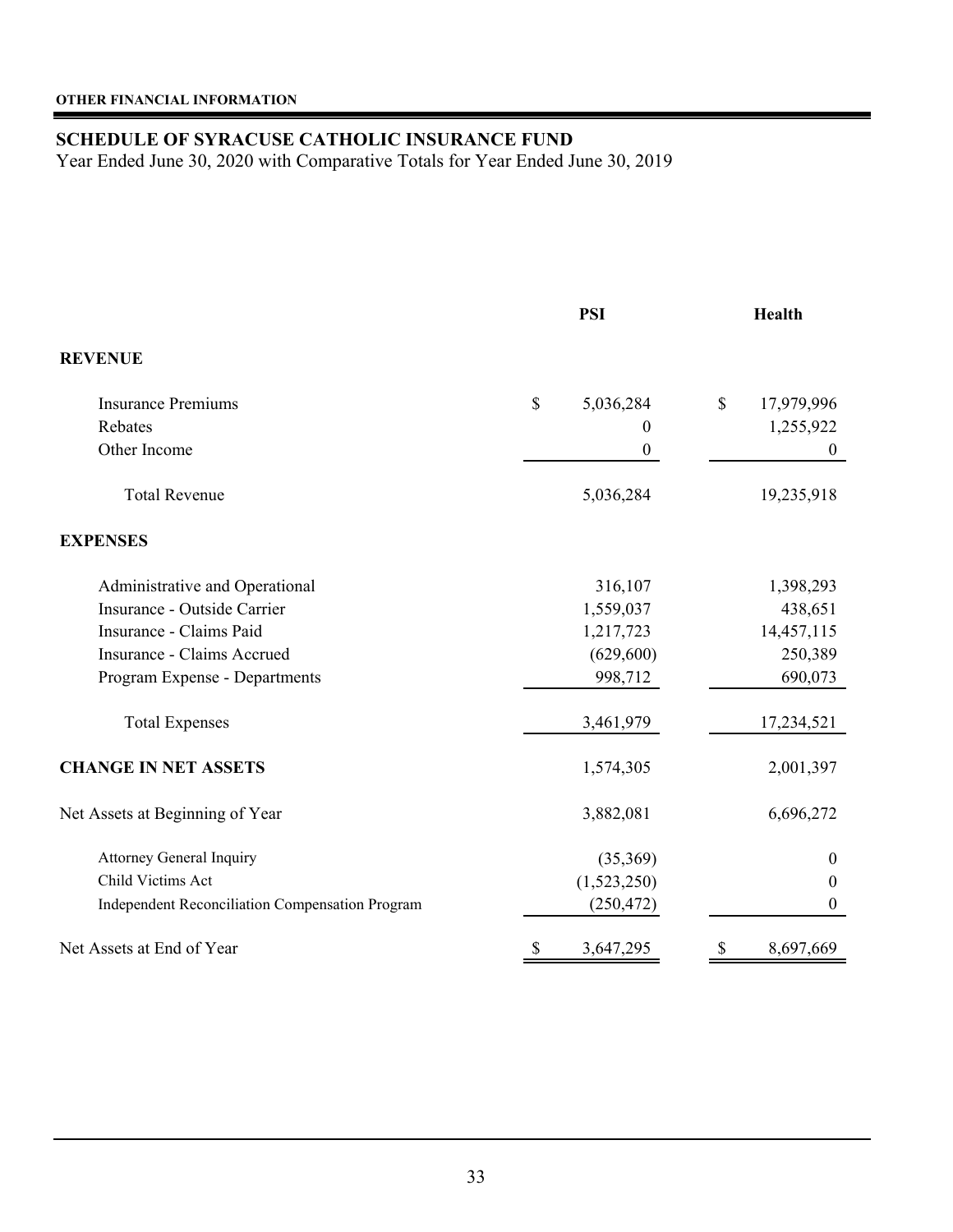**OTHER FINANCIAL INFORMATION**

## SCHEDULE OF SYRACUSE CATHOLIC INSURANCE FUND

Year Ended June 30, 2020 with Comparative Totals for Year Ended June 30, 2019

| | PSI | Health |
|---|---|---|
| **REVENUE** | | |
| Insurance Premiums | $ 5,036,284 | $ 17,979,996 |
| Rebates | 0 | 1,255,922 |
| Other Income | 0 | 0 |
| Total Revenue | 5,036,284 | 19,235,918 |
| **EXPENSES** | | |
| Administrative and Operational | 316,107 | 1,398,293 |
| Insurance - Outside Carrier | 1,559,037 | 438,651 |
| Insurance - Claims Paid | 1,217,723 | 14,457,115 |
| Insurance - Claims Accrued | (629,600) | 250,389 |
| Program Expense - Departments | 998,712 | 690,073 |
| Total Expenses | 3,461,979 | 17,234,521 |
| **CHANGE IN NET ASSETS** | 1,574,305 | 2,001,397 |
| Net Assets at Beginning of Year | 3,882,081 | 6,696,272 |
| Attorney General Inquiry | (35,369) | 0 |
| Child Victims Act | (1,523,250) | 0 |
| Independent Reconciliation Compensation Program | (250,472) | 0 |
| Net Assets at End of Year | $ 3,647,295 | $ 8,697,669 |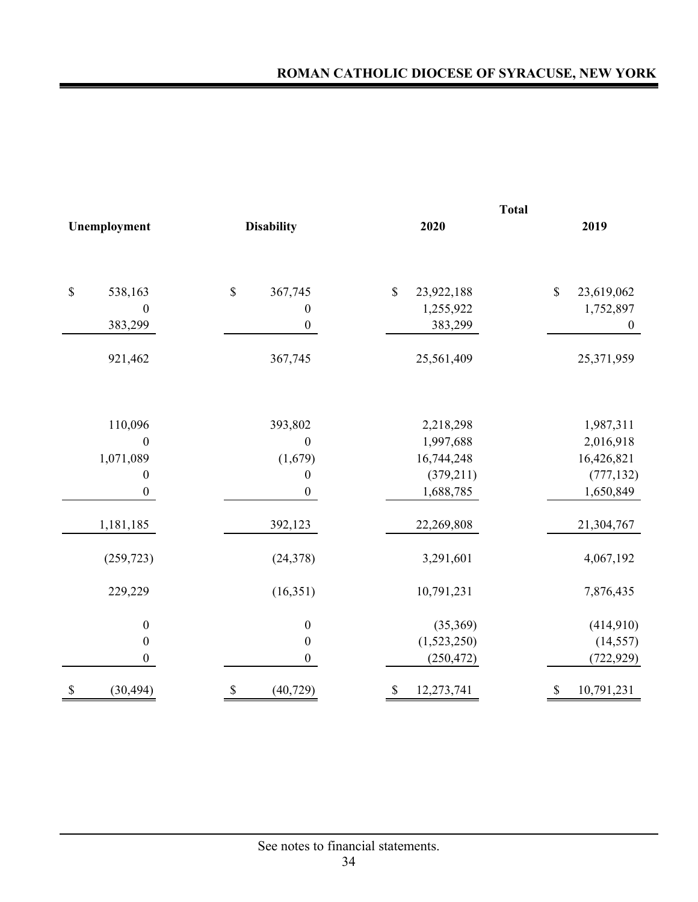| Unemployment | Disability | Total 2020 | Total 2019 |
|---|---|---|---|
| $ 538,163 | $ 367,745 | $ 23,922,188 | $ 23,619,062 |
| 0 | 0 | 1,255,922 | 1,752,897 |
| 383,299 | 0 | 383,299 | 0 |
| 921,462 | 367,745 | 25,561,409 | 25,371,959 |
| | | | |
| 110,096 | 393,802 | 2,218,298 | 1,987,311 |
| 0 | 0 | 1,997,688 | 2,016,918 |
| 1,071,089 | (1,679) | 16,744,248 | 16,426,821 |
| 0 | 0 | (379,211) | (777,132) |
| 0 | 0 | 1,688,785 | 1,650,849 |
| 1,181,185 | 392,123 | 22,269,808 | 21,304,767 |
| (259,723) | (24,378) | 3,291,601 | 4,067,192 |
| 229,229 | (16,351) | 10,791,231 | 7,876,435 |
| 0 | 0 | (35,369) | (414,910) |
| 0 | 0 | (1,523,250) | (14,557) |
| 0 | 0 | (250,472) | (722,929) |
| $ (30,494) | $ (40,729) | $ 12,273,741 | $ 10,791,231 |

See notes to financial statements.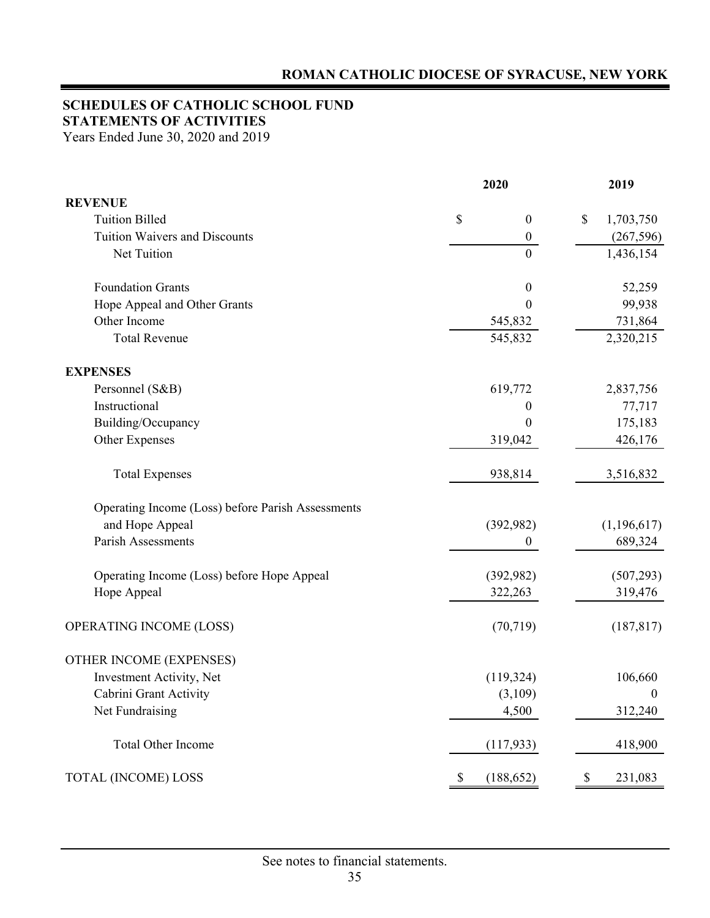## ROMAN CATHOLIC DIOCESE OF SYRACUSE, NEW YORK

### SCHEDULES OF CATHOLIC SCHOOL FUND
### STATEMENTS OF ACTIVITIES

Years Ended June 30, 2020 and 2019

| | 2020 | 2019 |
|---|---|---|
| **REVENUE** | | |
| Tuition Billed | $ 0 | $ 1,703,750 |
| Tuition Waivers and Discounts | 0 | (267,596) |
| Net Tuition | 0 | 1,436,154 |
| Foundation Grants | 0 | 52,259 |
| Hope Appeal and Other Grants | 0 | 99,938 |
| Other Income | 545,832 | 731,864 |
| Total Revenue | 545,832 | 2,320,215 |
| **EXPENSES** | | |
| Personnel (S&B) | 619,772 | 2,837,756 |
| Instructional | 0 | 77,717 |
| Building/Occupancy | 0 | 175,183 |
| Other Expenses | 319,042 | 426,176 |
| Total Expenses | 938,814 | 3,516,832 |
| Operating Income (Loss) before Parish Assessments and Hope Appeal | (392,982) | (1,196,617) |
| Parish Assessments | 0 | 689,324 |
| Operating Income (Loss) before Hope Appeal | (392,982) | (507,293) |
| Hope Appeal | 322,263 | 319,476 |
| OPERATING INCOME (LOSS) | (70,719) | (187,817) |
| OTHER INCOME (EXPENSES) | | |
| Investment Activity, Net | (119,324) | 106,660 |
| Cabrini Grant Activity | (3,109) | 0 |
| Net Fundraising | 4,500 | 312,240 |
| Total Other Income | (117,933) | 418,900 |
| TOTAL (INCOME) LOSS | $ (188,652) | $ 231,083 |

See notes to financial statements.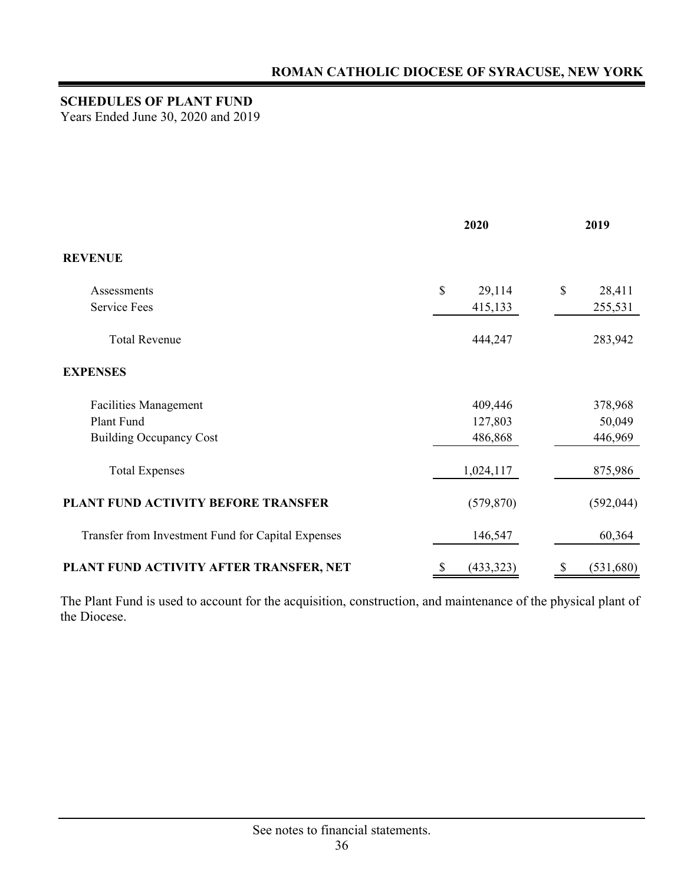## SCHEDULES OF PLANT FUND

Years Ended June 30, 2020 and 2019

| | 2020 | 2019 |
|---|---|---|
| **REVENUE** | | |
| Assessments | $ 29,114 | $ 28,411 |
| Service Fees | 415,133 | 255,531 |
| Total Revenue | 444,247 | 283,942 |
| **EXPENSES** | | |
| Facilities Management | 409,446 | 378,968 |
| Plant Fund | 127,803 | 50,049 |
| Building Occupancy Cost | 486,868 | 446,969 |
| Total Expenses | 1,024,117 | 875,986 |
| **PLANT FUND ACTIVITY BEFORE TRANSFER** | (579,870) | (592,044) |
| Transfer from Investment Fund for Capital Expenses | 146,547 | 60,364 |
| **PLANT FUND ACTIVITY AFTER TRANSFER, NET** | $ (433,323) | $ (531,680) |

The Plant Fund is used to account for the acquisition, construction, and maintenance of the physical plant of the Diocese.

See notes to financial statements.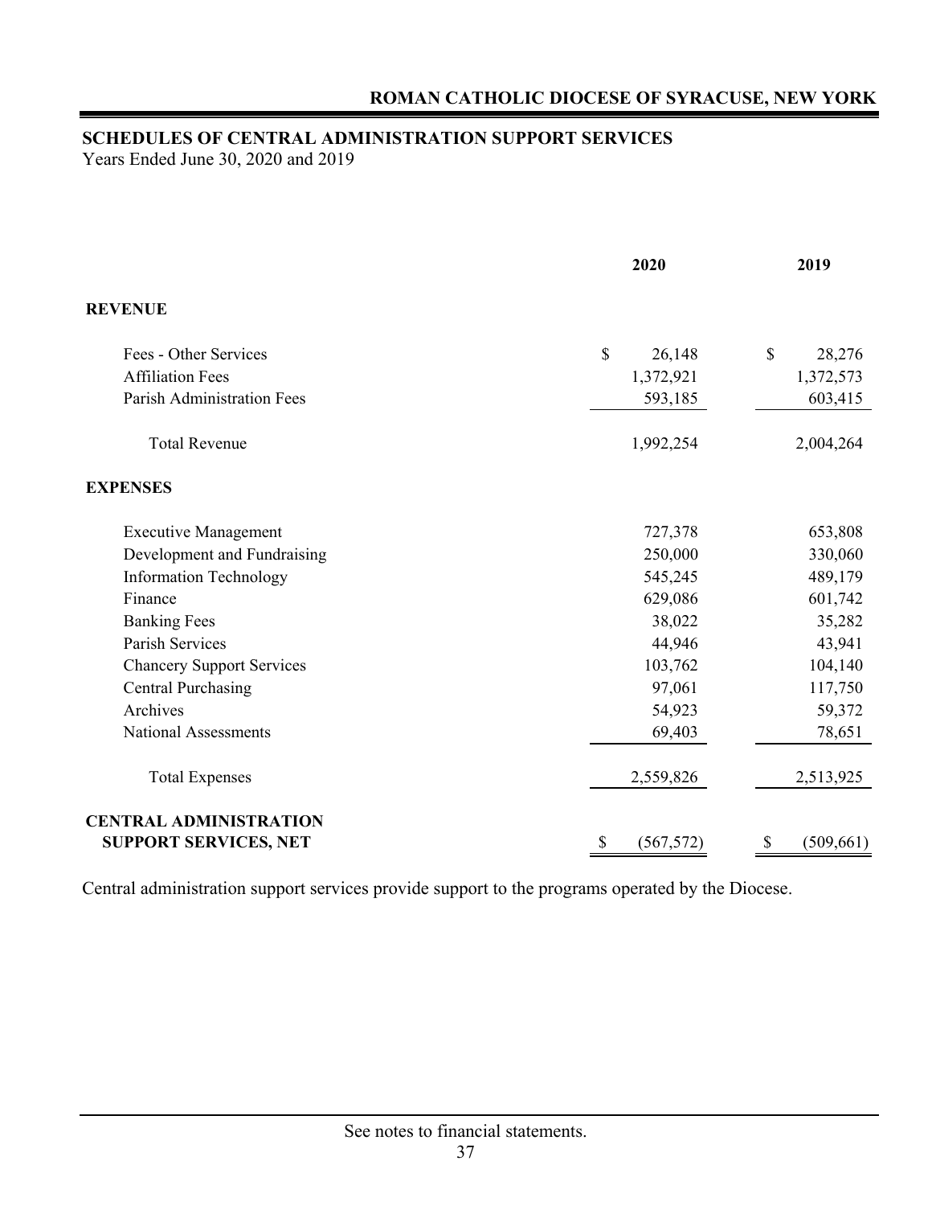## SCHEDULES OF CENTRAL ADMINISTRATION SUPPORT SERVICES

Years Ended June 30, 2020 and 2019

| | 2020 | 2019 |
|---|---|---|
| **REVENUE** | | |
| Fees - Other Services | $ 26,148 | $ 28,276 |
| Affiliation Fees | 1,372,921 | 1,372,573 |
| Parish Administration Fees | 593,185 | 603,415 |
| Total Revenue | 1,992,254 | 2,004,264 |
| **EXPENSES** | | |
| Executive Management | 727,378 | 653,808 |
| Development and Fundraising | 250,000 | 330,060 |
| Information Technology | 545,245 | 489,179 |
| Finance | 629,086 | 601,742 |
| Banking Fees | 38,022 | 35,282 |
| Parish Services | 44,946 | 43,941 |
| Chancery Support Services | 103,762 | 104,140 |
| Central Purchasing | 97,061 | 117,750 |
| Archives | 54,923 | 59,372 |
| National Assessments | 69,403 | 78,651 |
| Total Expenses | 2,559,826 | 2,513,925 |
| **CENTRAL ADMINISTRATION SUPPORT SERVICES, NET** | $ (567,572) | $ (509,661) |

Central administration support services provide support to the programs operated by the Diocese.

See notes to financial statements.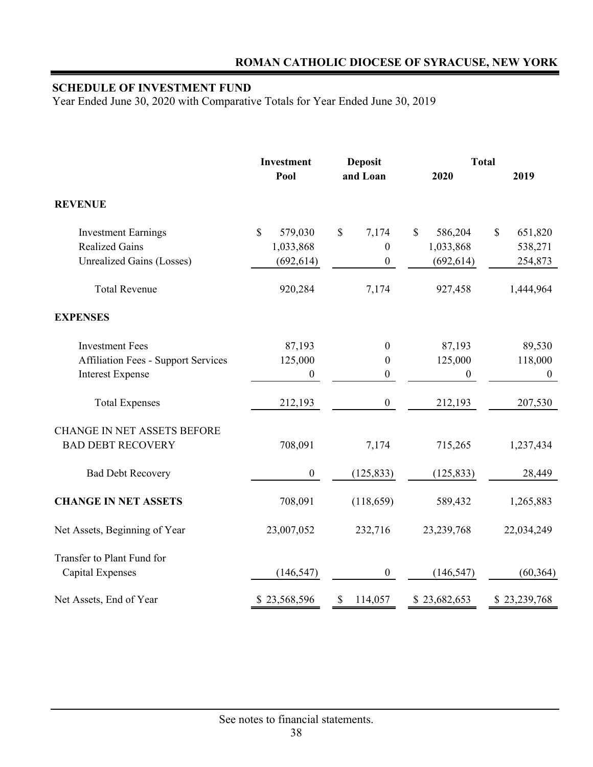# ROMAN CATHOLIC DIOCESE OF SYRACUSE, NEW YORK

## SCHEDULE OF INVESTMENT FUND

Year Ended June 30, 2020 with Comparative Totals for Year Ended June 30, 2019

| | Investment Pool | Deposit and Loan | Total 2020 | Total 2019 |
|---|---|---|---|---|
| **REVENUE** | | | | |
| Investment Earnings | $ 579,030 | $ 7,174 | $ 586,204 | $ 651,820 |
| Realized Gains | 1,033,868 | 0 | 1,033,868 | 538,271 |
| Unrealized Gains (Losses) | (692,614) | 0 | (692,614) | 254,873 |
| Total Revenue | 920,284 | 7,174 | 927,458 | 1,444,964 |
| **EXPENSES** | | | | |
| Investment Fees | 87,193 | 0 | 87,193 | 89,530 |
| Affiliation Fees - Support Services | 125,000 | 0 | 125,000 | 118,000 |
| Interest Expense | 0 | 0 | 0 | 0 |
| Total Expenses | 212,193 | 0 | 212,193 | 207,530 |
| CHANGE IN NET ASSETS BEFORE BAD DEBT RECOVERY | 708,091 | 7,174 | 715,265 | 1,237,434 |
| Bad Debt Recovery | 0 | (125,833) | (125,833) | 28,449 |
| **CHANGE IN NET ASSETS** | 708,091 | (118,659) | 589,432 | 1,265,883 |
| Net Assets, Beginning of Year | 23,007,052 | 232,716 | 23,239,768 | 22,034,249 |
| Transfer to Plant Fund for Capital Expenses | (146,547) | 0 | (146,547) | (60,364) |
| Net Assets, End of Year | $ 23,568,596 | $ 114,057 | $ 23,682,653 | $ 23,239,768 |

See notes to financial statements.